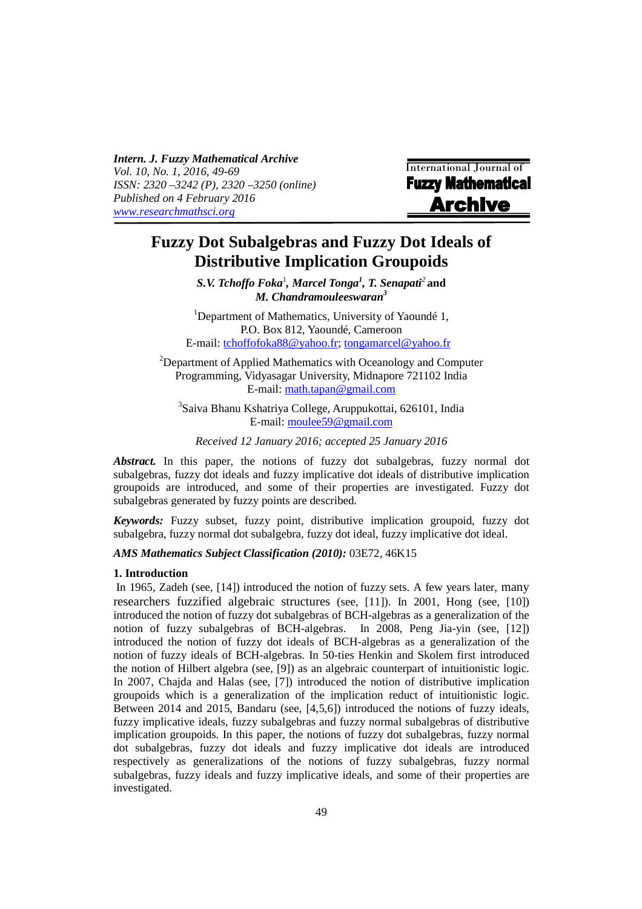# Fuzzy Dot Subalgebras and Fuzzy Dot Ideals of Distributive Implication Groupoids

***S.V. Tchoffo Foka*[1], *Marcel Tonga*[1], *T. Senapati*[2] and *M. Chandramouleeswaran*[3]**

[1]Department of Mathematics, University of Yaoundé 1, P.O. Box 812, Yaoundé, Cameroon
E-mail: tchoffofoka88@yahoo.fr; tongamarcel@yahoo.fr

[2]Department of Applied Mathematics with Oceanology and Computer Programming, Vidyasagar University, Midnapore 721102 India
E-mail: math.tapan@gmail.com

[3]Saiva Bhanu Kshatriya College, Aruppukottai, 626101, India
E-mail: moulee59@gmail.com

*Received 12 January 2016; accepted 25 January 2016*

***Abstract.*** In this paper, the notions of fuzzy dot subalgebras, fuzzy normal dot subalgebras, fuzzy dot ideals and fuzzy implicative dot ideals of distributive implication groupoids are introduced, and some of their properties are investigated. Fuzzy dot subalgebras generated by fuzzy points are described.

***Keywords:*** Fuzzy subset, fuzzy point, distributive implication groupoid, fuzzy dot subalgebra, fuzzy normal dot subalgebra, fuzzy dot ideal, fuzzy implicative dot ideal.

***AMS Mathematics Subject Classification (2010):*** 03E72, 46K15

## 1. Introduction

In 1965, Zadeh (see, [14]) introduced the notion of fuzzy sets. A few years later, many researchers fuzzified algebraic structures (see, [11]). In 2001, Hong (see, [10]) introduced the notion of fuzzy dot subalgebras of BCH-algebras as a generalization of the notion of fuzzy subalgebras of BCH-algebras. In 2008, Peng Jia-yin (see, [12]) introduced the notion of fuzzy dot ideals of BCH-algebras as a generalization of the notion of fuzzy ideals of BCH-algebras. In 50-ties Henkin and Skolem first introduced the notion of Hilbert algebra (see, [9]) as an algebraic counterpart of intuitionistic logic. In 2007, Chajda and Halas (see, [7]) introduced the notion of distributive implication groupoids which is a generalization of the implication reduct of intuitionistic logic. Between 2014 and 2015, Bandaru (see, [4,5,6]) introduced the notions of fuzzy ideals, fuzzy implicative ideals, fuzzy subalgebras and fuzzy normal subalgebras of distributive implication groupoids. In this paper, the notions of fuzzy dot subalgebras, fuzzy normal dot subalgebras, fuzzy dot ideals and fuzzy implicative dot ideals are introduced respectively as generalizations of the notions of fuzzy subalgebras, fuzzy normal subalgebras, fuzzy ideals and fuzzy implicative ideals, and some of their properties are investigated.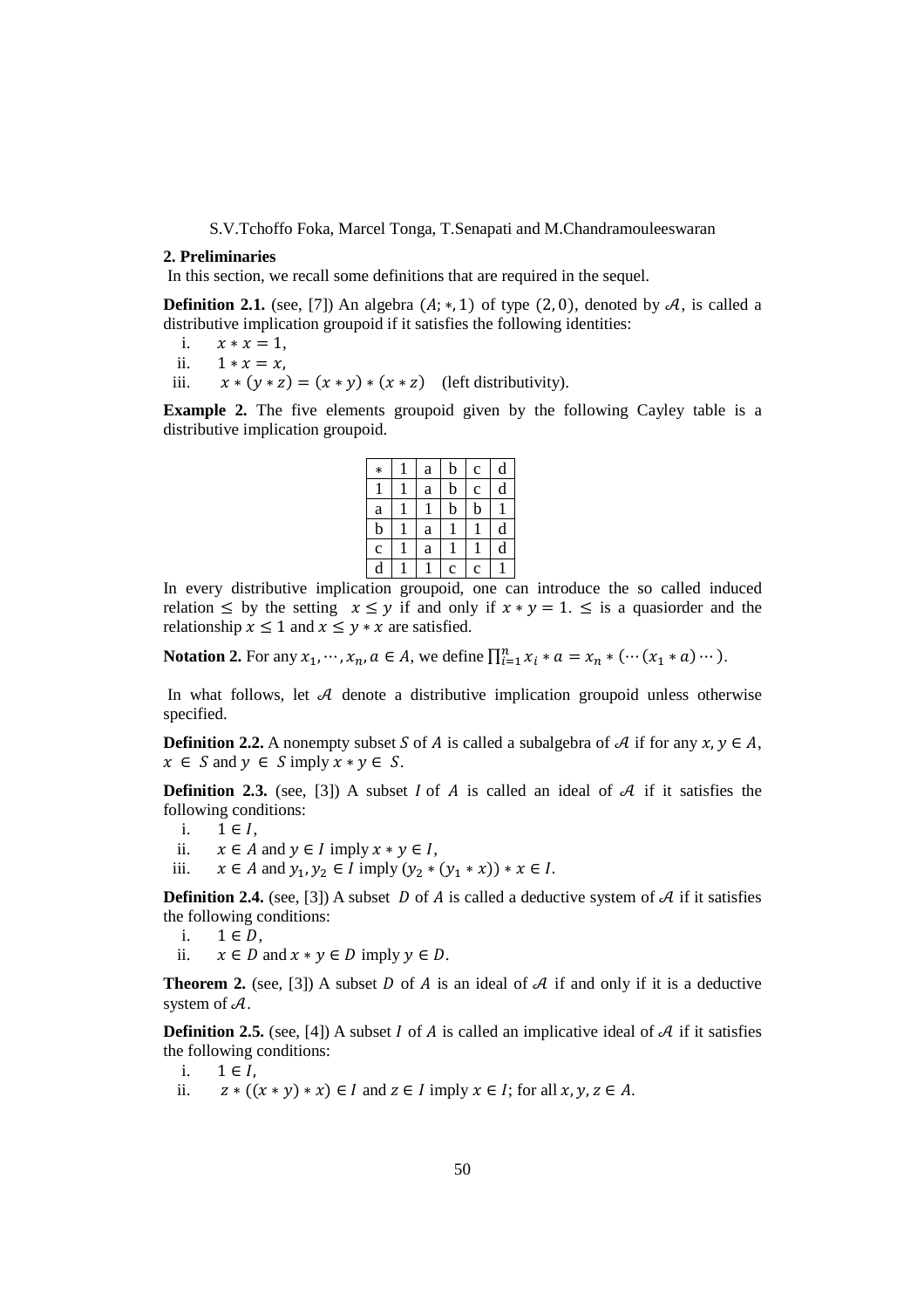## 2. Preliminaries

In this section, we recall some definitions that are required in the sequel.

**Definition 2.1.** (see, [7]) An algebra $(A; *, 1)$ of type $(2, 0)$, denoted by $\mathcal{A}$, is called a distributive implication groupoid if it satisfies the following identities:

i. $x * x = 1$,

ii. $1 * x = x$,

iii. $x * (y * z) = (x * y) * (x * z)$ (left distributivity).

**Example 2.** The five elements groupoid given by the following Cayley table is a distributive implication groupoid.

| $*$ | 1 | a | b | c | d |
|---|---|---|---|---|---|
| 1 | 1 | a | b | c | d |
| a | 1 | 1 | b | b | 1 |
| b | 1 | a | 1 | 1 | d |
| c | 1 | a | 1 | 1 | d |
| d | 1 | 1 | c | c | 1 |

In every distributive implication groupoid, one can introduce the so called induced relation $\leq$ by the setting $x \leq y$ if and only if $x * y = 1$. $\leq$ is a quasiorder and the relationship $x \leq 1$ and $x \leq y * x$ are satisfied.

**Notation 2.** For any $x_1, \cdots, x_n, a \in A$, we define $\prod_{i=1}^{n} x_i * a = x_n * (\cdots (x_1 * a) \cdots)$.

In what follows, let $\mathcal{A}$ denote a distributive implication groupoid unless otherwise specified.

**Definition 2.2.** A nonempty subset $S$ of $A$ is called a subalgebra of $\mathcal{A}$ if for any $x, y \in A$, $x \in S$ and $y \in S$ imply $x * y \in S$.

**Definition 2.3.** (see, [3]) A subset $I$ of $A$ is called an ideal of $\mathcal{A}$ if it satisfies the following conditions:

i. $1 \in I$,

ii. $x \in A$ and $y \in I$ imply $x * y \in I$,

iii. $x \in A$ and $y_1, y_2 \in I$ imply $(y_2 * (y_1 * x)) * x \in I$.

**Definition 2.4.** (see, [3]) A subset $D$ of $A$ is called a deductive system of $\mathcal{A}$ if it satisfies the following conditions:

i. $1 \in D$,

ii. $x \in D$ and $x * y \in D$ imply $y \in D$.

**Theorem 2.** (see, [3]) A subset $D$ of $A$ is an ideal of $\mathcal{A}$ if and only if it is a deductive system of $\mathcal{A}$.

**Definition 2.5.** (see, [4]) A subset $I$ of $A$ is called an implicative ideal of $\mathcal{A}$ if it satisfies the following conditions:

i. $1 \in I$,

ii. $z * ((x * y) * x) \in I$ and $z \in I$ imply $x \in I$; for all $x, y, z \in A$.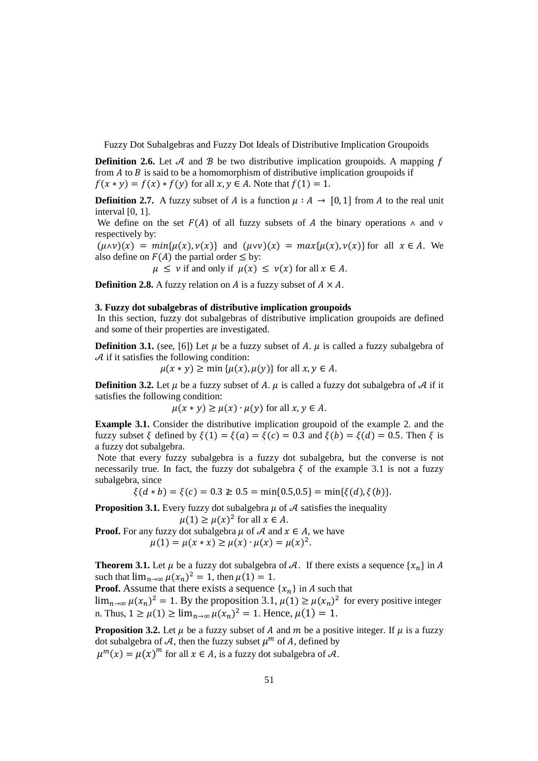**Definition 2.6.** Let $\mathcal{A}$ and $\mathcal{B}$ be two distributive implication groupoids. A mapping $f$ from $A$ to $B$ is said to be a homomorphism of distributive implication groupoids if $f(x * y) = f(x) * f(y)$ for all $x, y \in A$. Note that $f(1) = 1$.

**Definition 2.7.** A fuzzy subset of $A$ is a function $\mu : A \to [0, 1]$ from $A$ to the real unit interval [0, 1].

We define on the set $F(A)$ of all fuzzy subsets of $A$ the binary operations $\wedge$ and $\vee$ respectively by:

$(\mu \wedge \nu)(x) = min\{\mu(x), \nu(x)\}$ and $(\mu \vee \nu)(x) = max\{\mu(x), \nu(x)\}$ for all $x \in A$. We also define on $F(A)$ the partial order $\leq$ by:

$$\mu \leq \nu \text{ if and only if } \mu(x) \leq \nu(x) \text{ for all } x \in A.$$

**Definition 2.8.** A fuzzy relation on $A$ is a fuzzy subset of $A \times A$.

### 3. Fuzzy dot subalgebras of distributive implication groupoids

In this section, fuzzy dot subalgebras of distributive implication groupoids are defined and some of their properties are investigated.

**Definition 3.1.** (see, [6]) Let $\mu$ be a fuzzy subset of $A$. $\mu$ is called a fuzzy subalgebra of $\mathcal{A}$ if it satisfies the following condition:

$$\mu(x * y) \geq \min\{\mu(x), \mu(y)\} \text{ for all } x, y \in A.$$

**Definition 3.2.** Let $\mu$ be a fuzzy subset of $A$. $\mu$ is called a fuzzy dot subalgebra of $\mathcal{A}$ if it satisfies the following condition:

$$\mu(x * y) \geq \mu(x) \cdot \mu(y) \text{ for all } x, y \in A.$$

**Example 3.1.** Consider the distributive implication groupoid of the example 2. and the fuzzy subset $\xi$ defined by $\xi(1) = \xi(a) = \xi(c) = 0.3$ and $\xi(b) = \xi(d) = 0.5$. Then $\xi$ is a fuzzy dot subalgebra.

Note that every fuzzy subalgebra is a fuzzy dot subalgebra, but the converse is not necessarily true. In fact, the fuzzy dot subalgebra $\xi$ of the example 3.1 is not a fuzzy subalgebra, since

$$\xi(d * b) = \xi(c) = 0.3 \ngeq 0.5 = \min\{0.5, 0.5\} = \min\{\xi(d), \xi(b)\}.$$

**Proposition 3.1.** Every fuzzy dot subalgebra $\mu$ of $\mathcal{A}$ satisfies the inequality

$$\mu(1) \geq \mu(x)^2 \text{ for all } x \in A.$$

**Proof.** For any fuzzy dot subalgebra $\mu$ of $\mathcal{A}$ and $x \in A$, we have

$$\mu(1) = \mu(x * x) \geq \mu(x) \cdot \mu(x) = \mu(x)^2.$$

**Theorem 3.1.** Let $\mu$ be a fuzzy dot subalgebra of $\mathcal{A}$. If there exists a sequence $\{x_n\}$ in $A$ such that $\lim_{n\to\infty} \mu(x_n)^2 = 1$, then $\mu(1) = 1$.

**Proof.** Assume that there exists a sequence $\{x_n\}$ in $A$ such that $\lim_{n\to\infty} \mu(x_n)^2 = 1$. By the proposition 3.1, $\mu(1) \geq \mu(x_n)^2$ for every positive integer n. Thus, $1 \geq \mu(1) \geq \lim_{n\to\infty} \mu(x_n)^2 = 1$. Hence, $\mu(1) = 1$.

**Proposition 3.2.** Let $\mu$ be a fuzzy subset of $A$ and $m$ be a positive integer. If $\mu$ is a fuzzy dot subalgebra of $\mathcal{A}$, then the fuzzy subset $\mu^m$ of $A$, defined by

$\mu^m(x) = \mu(x)^m$ for all $x \in A$, is a fuzzy dot subalgebra of $\mathcal{A}$.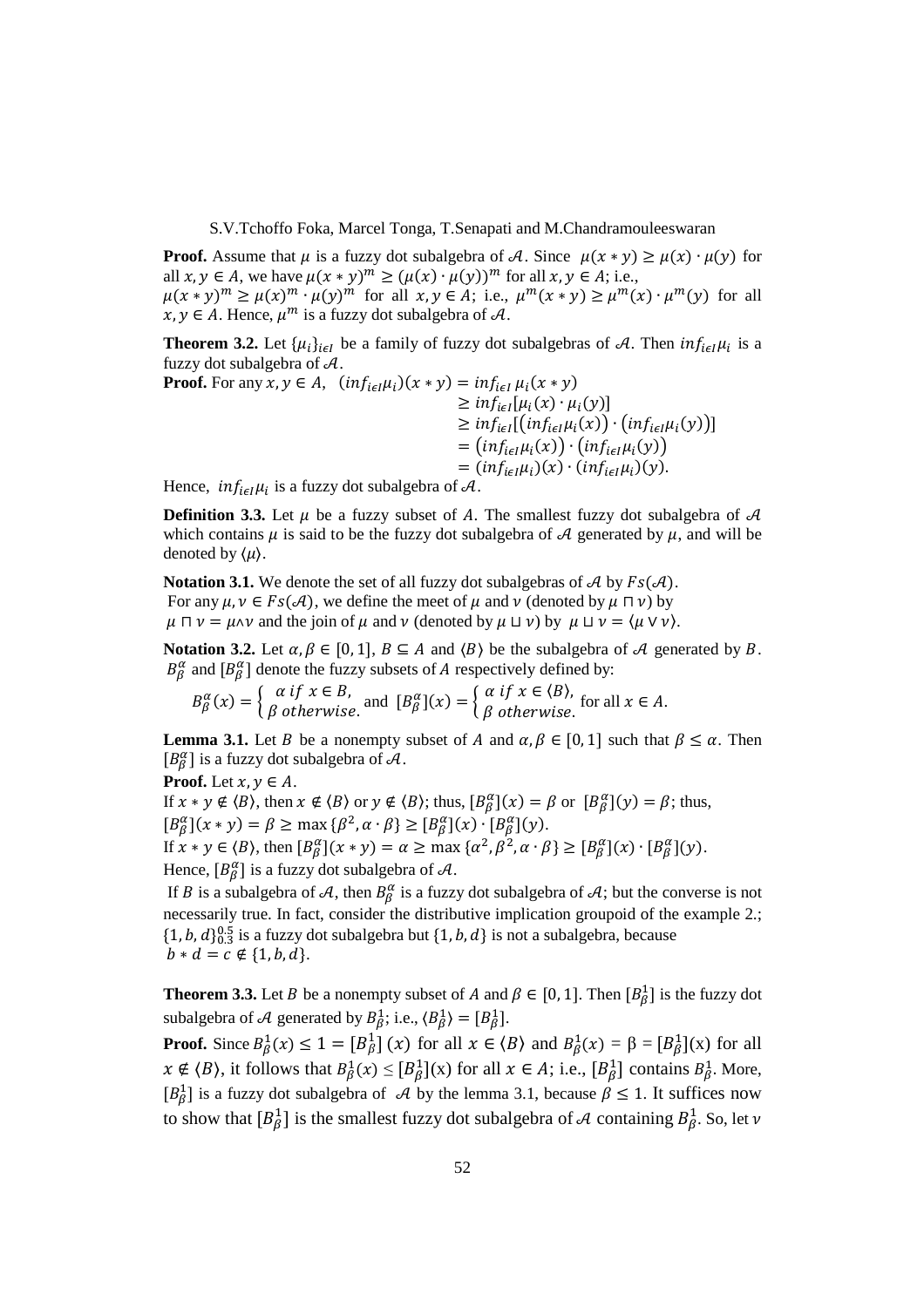**Proof.** Assume that $\mu$ is a fuzzy dot subalgebra of $\mathcal{A}$. Since $\mu(x*y) \geq \mu(x)\cdot\mu(y)$ for all $x, y \in A$, we have $\mu(x*y)^m \geq (\mu(x)\cdot\mu(y))^m$ for all $x, y \in A$; i.e., $\mu(x*y)^m \geq \mu(x)^m \cdot \mu(y)^m$ for all $x, y \in A$; i.e., $\mu^m(x*y) \geq \mu^m(x)\cdot\mu^m(y)$ for all $x, y \in A$. Hence, $\mu^m$ is a fuzzy dot subalgebra of $\mathcal{A}$.

**Theorem 3.2.** Let $\{\mu_i\}_{i\epsilon I}$ be a family of fuzzy dot subalgebras of $\mathcal{A}$. Then $inf_{i\epsilon I}\mu_i$ is a fuzzy dot subalgebra of $\mathcal{A}$.

**Proof.** For any $x, y \in A$,

$$
\begin{aligned}
(inf_{i\epsilon I}\mu_i)(x*y) &= inf_{i\epsilon I}\,\mu_i(x*y)\\
&\geq inf_{i\epsilon I}[\mu_i(x)\cdot\mu_i(y)]\\
&\geq inf_{i\epsilon I}[\big(inf_{i\epsilon I}\mu_i(x)\big)\cdot\big(inf_{i\epsilon I}\mu_i(y)\big)]\\
&= \big(inf_{i\epsilon I}\mu_i(x)\big)\cdot\big(inf_{i\epsilon I}\mu_i(y)\big)\\
&= (inf_{i\epsilon I}\mu_i)(x)\cdot(inf_{i\epsilon I}\mu_i)(y).
\end{aligned}
$$

Hence, $inf_{i\epsilon I}\mu_i$ is a fuzzy dot subalgebra of $\mathcal{A}$.

**Definition 3.3.** Let $\mu$ be a fuzzy subset of $A$. The smallest fuzzy dot subalgebra of $\mathcal{A}$ which contains $\mu$ is said to be the fuzzy dot subalgebra of $\mathcal{A}$ generated by $\mu$, and will be denoted by $\langle\mu\rangle$.

**Notation 3.1.** We denote the set of all fuzzy dot subalgebras of $\mathcal{A}$ by $Fs(\mathcal{A})$.
For any $\mu, \nu \in Fs(\mathcal{A})$, we define the meet of $\mu$ and $\nu$ (denoted by $\mu \sqcap \nu$) by $\mu \sqcap \nu = \mu\wedge\nu$ and the join of $\mu$ and $\nu$ (denoted by $\mu \sqcup \nu$) by $\mu \sqcup \nu = \langle\mu\vee\nu\rangle$.

**Notation 3.2.** Let $\alpha, \beta \in [0,1]$, $B \subseteq A$ and $\langle B\rangle$ be the subalgebra of $\mathcal{A}$ generated by $B$. $B_\beta^\alpha$ and $[B_\beta^\alpha]$ denote the fuzzy subsets of $A$ respectively defined by:

$$
B_\beta^\alpha(x) = \begin{cases} \alpha \ if \ x \in B, \\ \beta \ otherwise. \end{cases} \text{ and } [B_\beta^\alpha](x) = \begin{cases} \alpha \ if \ x \in \langle B\rangle, \\ \beta \ otherwise. \end{cases} \text{ for all } x \in A.
$$

**Lemma 3.1.** Let $B$ be a nonempty subset of $A$ and $\alpha, \beta \in [0,1]$ such that $\beta \leq \alpha$. Then $[B_\beta^\alpha]$ is a fuzzy dot subalgebra of $\mathcal{A}$.

**Proof.** Let $x, y \in A$.
If $x*y \notin \langle B\rangle$, then $x \notin \langle B\rangle$ or $y \notin \langle B\rangle$; thus, $[B_\beta^\alpha](x) = \beta$ or $[B_\beta^\alpha](y) = \beta$; thus, $[B_\beta^\alpha](x*y) = \beta \geq \max\{\beta^2, \alpha\cdot\beta\} \geq [B_\beta^\alpha](x)\cdot[B_\beta^\alpha](y)$.
If $x*y \in \langle B\rangle$, then $[B_\beta^\alpha](x*y) = \alpha \geq \max\{\alpha^2, \beta^2, \alpha\cdot\beta\} \geq [B_\beta^\alpha](x)\cdot[B_\beta^\alpha](y)$.
Hence, $[B_\beta^\alpha]$ is a fuzzy dot subalgebra of $\mathcal{A}$.

If $B$ is a subalgebra of $\mathcal{A}$, then $B_\beta^\alpha$ is a fuzzy dot subalgebra of $\mathcal{A}$; but the converse is not necessarily true. In fact, consider the distributive implication groupoid of the example 2.; $\{1, b, d\}_{0.3}^{0.5}$ is a fuzzy dot subalgebra but $\{1, b, d\}$ is not a subalgebra, because $b*d = c \notin \{1, b, d\}$.

**Theorem 3.3.** Let $B$ be a nonempty subset of $A$ and $\beta \in [0,1]$. Then $[B_\beta^1]$ is the fuzzy dot subalgebra of $\mathcal{A}$ generated by $B_\beta^1$; i.e., $\langle B_\beta^1\rangle = [B_\beta^1]$.

**Proof.** Since $B_\beta^1(x) \leq 1 = [B_\beta^1](x)$ for all $x \in \langle B\rangle$ and $B_\beta^1(x) = \beta = [B_\beta^1](x)$ for all $x \notin \langle B\rangle$, it follows that $B_\beta^1(x) \leq [B_\beta^1](x)$ for all $x \in A$; i.e., $[B_\beta^1]$ contains $B_\beta^1$. More, $[B_\beta^1]$ is a fuzzy dot subalgebra of $\mathcal{A}$ by the lemma 3.1, because $\beta \leq 1$. It suffices now to show that $[B_\beta^1]$ is the smallest fuzzy dot subalgebra of $\mathcal{A}$ containing $B_\beta^1$. So, let $\nu$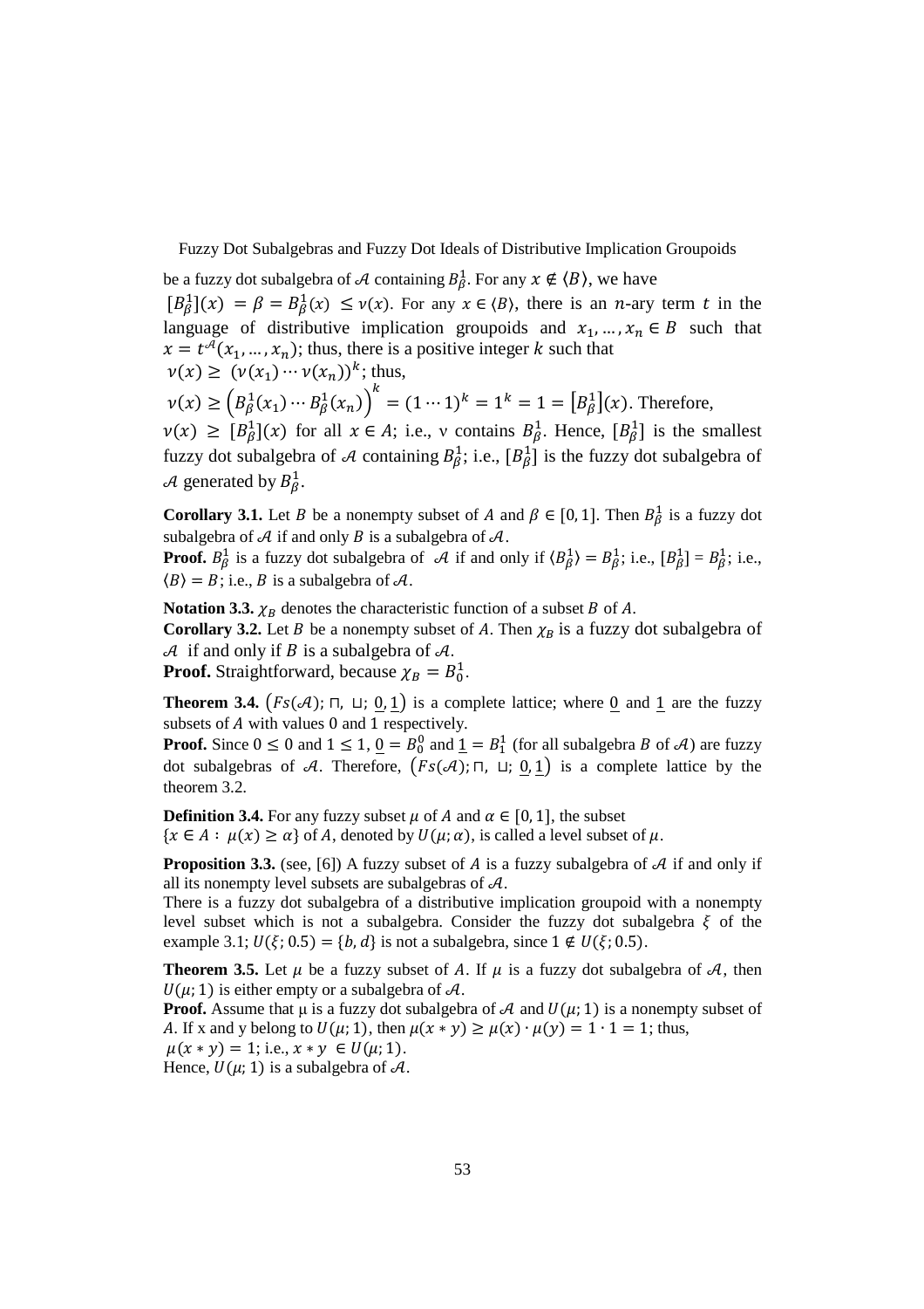be a fuzzy dot subalgebra of $\mathcal{A}$ containing $B_\beta^1$. For any $x \notin \langle B \rangle$, we have $[B_\beta^1](x) = \beta = B_\beta^1(x) \leq \nu(x)$. For any $x \in \langle B \rangle$, there is an $n$-ary term $t$ in the language of distributive implication groupoids and $x_1, \dots, x_n \in B$ such that $x = t^{\mathcal{A}}(x_1, \dots, x_n)$; thus, there is a positive integer $k$ such that $\nu(x) \geq (\nu(x_1) \cdots \nu(x_n))^k$; thus,

$\nu(x) \geq \left(B_\beta^1(x_1) \cdots B_\beta^1(x_n)\right)^k = (1 \cdots 1)^k = 1^k = 1 = [B_\beta^1](x)$. Therefore, $\nu(x) \geq [B_\beta^1](x)$ for all $x \in A$; i.e., ν contains $B_\beta^1$. Hence, $[B_\beta^1]$ is the smallest fuzzy dot subalgebra of $\mathcal{A}$ containing $B_\beta^1$; i.e., $[B_\beta^1]$ is the fuzzy dot subalgebra of $\mathcal{A}$ generated by $B_\beta^1$.

**Corollary 3.1.** Let $B$ be a nonempty subset of $A$ and $\beta \in [0,1]$. Then $B_\beta^1$ is a fuzzy dot subalgebra of $\mathcal{A}$ if and only $B$ is a subalgebra of $\mathcal{A}$.

**Proof.** $B_\beta^1$ is a fuzzy dot subalgebra of $\mathcal{A}$ if and only if $\langle B_\beta^1 \rangle = B_\beta^1$; i.e., $[B_\beta^1] = B_\beta^1$; i.e., $\langle B \rangle = B$; i.e., $B$ is a subalgebra of $\mathcal{A}$.

**Notation 3.3.** $\chi_B$ denotes the characteristic function of a subset $B$ of $A$.

**Corollary 3.2.** Let $B$ be a nonempty subset of $A$. Then $\chi_B$ is a fuzzy dot subalgebra of $\mathcal{A}$ if and only if $B$ is a subalgebra of $\mathcal{A}$.

**Proof.** Straightforward, because $\chi_B = B_0^1$.

**Theorem 3.4.** $(Fs(\mathcal{A}); \sqcap, \sqcup; \underline{0}, \underline{1})$ is a complete lattice; where $\underline{0}$ and $\underline{1}$ are the fuzzy subsets of $A$ with values 0 and 1 respectively.

**Proof.** Since $0 \leq 0$ and $1 \leq 1$, $\underline{0} = B_0^0$ and $\underline{1} = B_1^1$ (for all subalgebra $B$ of $\mathcal{A}$) are fuzzy dot subalgebras of $\mathcal{A}$. Therefore, $(Fs(\mathcal{A}); \sqcap, \sqcup; \underline{0}, \underline{1})$ is a complete lattice by the theorem 3.2.

**Definition 3.4.** For any fuzzy subset $\mu$ of $A$ and $\alpha \in [0,1]$, the subset $\{x \in A : \mu(x) \geq \alpha\}$ of $A$, denoted by $U(\mu; \alpha)$, is called a level subset of $\mu$.

**Proposition 3.3.** (see, [6]) A fuzzy subset of $A$ is a fuzzy subalgebra of $\mathcal{A}$ if and only if all its nonempty level subsets are subalgebras of $\mathcal{A}$.

There is a fuzzy dot subalgebra of a distributive implication groupoid with a nonempty level subset which is not a subalgebra. Consider the fuzzy dot subalgebra $\xi$ of the example 3.1; $U(\xi; 0.5) = \{b, d\}$ is not a subalgebra, since $1 \notin U(\xi; 0.5)$.

**Theorem 3.5.** Let $\mu$ be a fuzzy subset of $A$. If $\mu$ is a fuzzy dot subalgebra of $\mathcal{A}$, then $U(\mu; 1)$ is either empty or a subalgebra of $\mathcal{A}$.

**Proof.** Assume that μ is a fuzzy dot subalgebra of $\mathcal{A}$ and $U(\mu; 1)$ is a nonempty subset of $A$. If x and y belong to $U(\mu; 1)$, then $\mu(x * y) \geq \mu(x) \cdot \mu(y) = 1 \cdot 1 = 1$; thus, $\mu(x * y) = 1$; i.e., $x * y \in U(\mu; 1)$.

Hence, $U(\mu; 1)$ is a subalgebra of $\mathcal{A}$.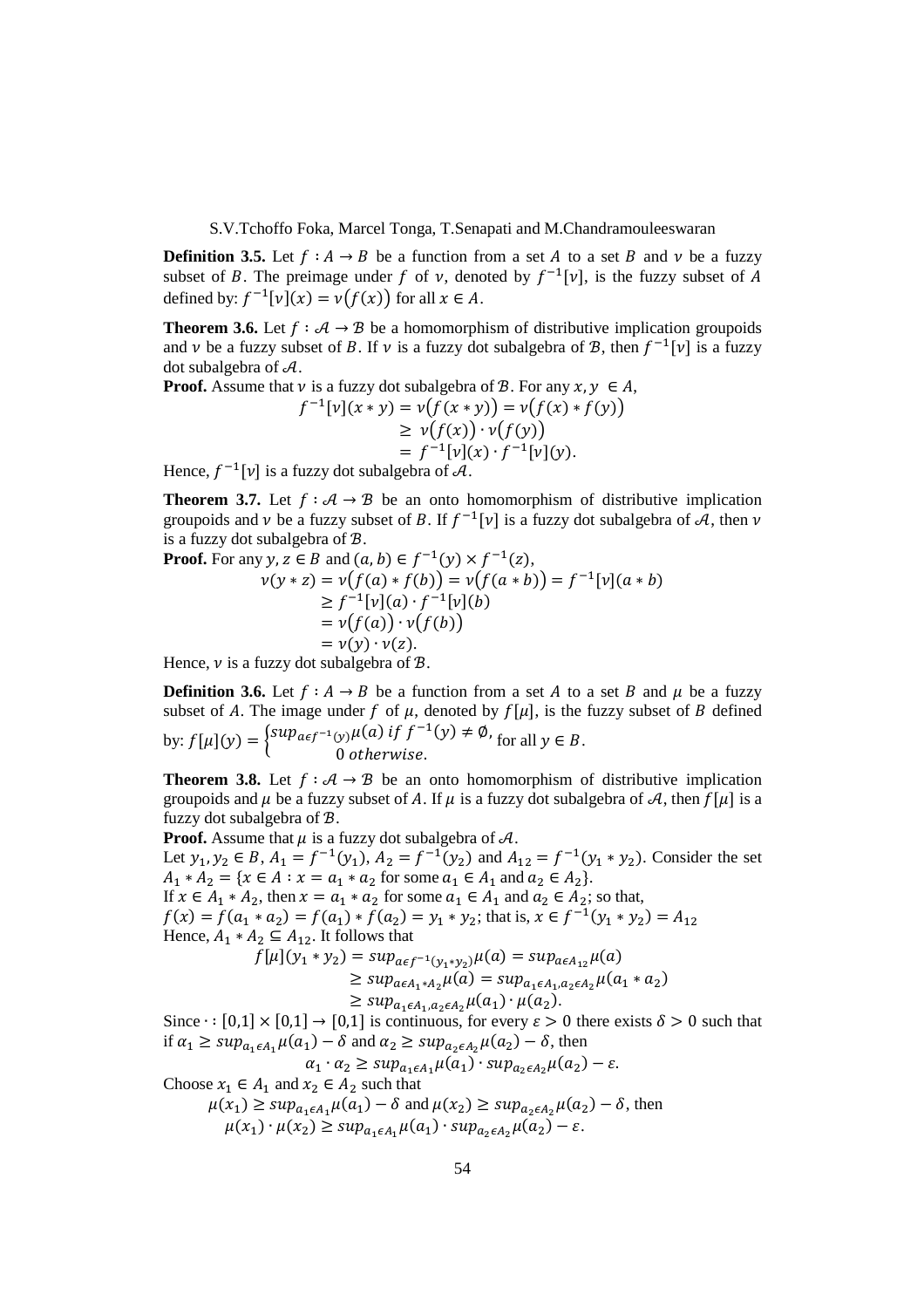**Definition 3.5.** Let $f : A \to B$ be a function from a set $A$ to a set $B$ and $\nu$ be a fuzzy subset of $B$. The preimage under $f$ of $\nu$, denoted by $f^{-1}[\nu]$, is the fuzzy subset of $A$ defined by: $f^{-1}[\nu](x) = \nu(f(x))$ for all $x \in A$.

**Theorem 3.6.** Let $f : \mathcal{A} \to \mathcal{B}$ be a homomorphism of distributive implication groupoids and $\nu$ be a fuzzy subset of $B$. If $\nu$ is a fuzzy dot subalgebra of $\mathcal{B}$, then $f^{-1}[\nu]$ is a fuzzy dot subalgebra of $\mathcal{A}$.

**Proof.** Assume that $\nu$ is a fuzzy dot subalgebra of $\mathcal{B}$. For any $x, y \in A$,

$$\begin{aligned} f^{-1}[\nu](x * y) &= \nu(f(x * y)) = \nu(f(x) * f(y)) \\ &\geq \nu(f(x)) \cdot \nu(f(y)) \\ &= f^{-1}[\nu](x) \cdot f^{-1}[\nu](y). \end{aligned}$$

Hence, $f^{-1}[\nu]$ is a fuzzy dot subalgebra of $\mathcal{A}$.

**Theorem 3.7.** Let $f : \mathcal{A} \to \mathcal{B}$ be an onto homomorphism of distributive implication groupoids and $\nu$ be a fuzzy subset of $B$. If $f^{-1}[\nu]$ is a fuzzy dot subalgebra of $\mathcal{A}$, then $\nu$ is a fuzzy dot subalgebra of $\mathcal{B}$.

**Proof.** For any $y, z \in B$ and $(a, b) \in f^{-1}(y) \times f^{-1}(z)$,

$$\begin{aligned} \nu(y * z) &= \nu(f(a) * f(b)) = \nu(f(a * b)) = f^{-1}[\nu](a * b) \\ &\geq f^{-1}[\nu](a) \cdot f^{-1}[\nu](b) \\ &= \nu(f(a)) \cdot \nu(f(b)) \\ &= \nu(y) \cdot \nu(z). \end{aligned}$$

Hence, $\nu$ is a fuzzy dot subalgebra of $\mathcal{B}$.

**Definition 3.6.** Let $f : A \to B$ be a function from a set $A$ to a set $B$ and $\mu$ be a fuzzy subset of $A$. The image under $f$ of $\mu$, denoted by $f[\mu]$, is the fuzzy subset of $B$ defined by: $f[\mu](y) = \begin{cases} sup_{a \in f^{-1}(y)} \mu(a) \text{ if } f^{-1}(y) \neq \emptyset, \\ 0 \text{ otherwise}. \end{cases}$ for all $y \in B$.

**Theorem 3.8.** Let $f : \mathcal{A} \to \mathcal{B}$ be an onto homomorphism of distributive implication groupoids and $\mu$ be a fuzzy subset of $A$. If $\mu$ is a fuzzy dot subalgebra of $\mathcal{A}$, then $f[\mu]$ is a fuzzy dot subalgebra of $\mathcal{B}$.

**Proof.** Assume that $\mu$ is a fuzzy dot subalgebra of $\mathcal{A}$.

Let $y_1, y_2 \in B$, $A_1 = f^{-1}(y_1)$, $A_2 = f^{-1}(y_2)$ and $A_{12} = f^{-1}(y_1 * y_2)$. Consider the set $A_1 * A_2 = \{x \in A : x = a_1 * a_2 \text{ for some } a_1 \in A_1 \text{ and } a_2 \in A_2\}$.

If $x \in A_1 * A_2$, then $x = a_1 * a_2$ for some $a_1 \in A_1$ and $a_2 \in A_2$; so that,

$f(x) = f(a_1 * a_2) = f(a_1) * f(a_2) = y_1 * y_2$; that is, $x \in f^{-1}(y_1 * y_2) = A_{12}$

Hence, $A_1 * A_2 \subseteq A_{12}$. It follows that

$$\begin{aligned} f[\mu](y_1 * y_2) &= sup_{a \in f^{-1}(y_1 * y_2)} \mu(a) = sup_{a \in A_{12}} \mu(a) \\ &\geq sup_{a \in A_1 * A_2} \mu(a) = sup_{a_1 \in A_1, a_2 \in A_2} \mu(a_1 * a_2) \\ &\geq sup_{a_1 \in A_1, a_2 \in A_2} \mu(a_1) \cdot \mu(a_2). \end{aligned}$$

Since $\cdot : [0,1] \times [0,1] \to [0,1]$ is continuous, for every $\varepsilon > 0$ there exists $\delta > 0$ such that if $\alpha_1 \geq sup_{a_1 \in A_1} \mu(a_1) - \delta$ and $\alpha_2 \geq sup_{a_2 \in A_2} \mu(a_2) - \delta$, then

$$\alpha_1 \cdot \alpha_2 \geq sup_{a_1 \in A_1} \mu(a_1) \cdot sup_{a_2 \in A_2} \mu(a_2) - \varepsilon.$$

Choose $x_1 \in A_1$ and $x_2 \in A_2$ such that

$\mu(x_1) \geq sup_{a_1 \in A_1} \mu(a_1) - \delta$ and $\mu(x_2) \geq sup_{a_2 \in A_2} \mu(a_2) - \delta$, then

$$\mu(x_1) \cdot \mu(x_2) \geq sup_{a_1 \in A_1} \mu(a_1) \cdot sup_{a_2 \in A_2} \mu(a_2) - \varepsilon.$$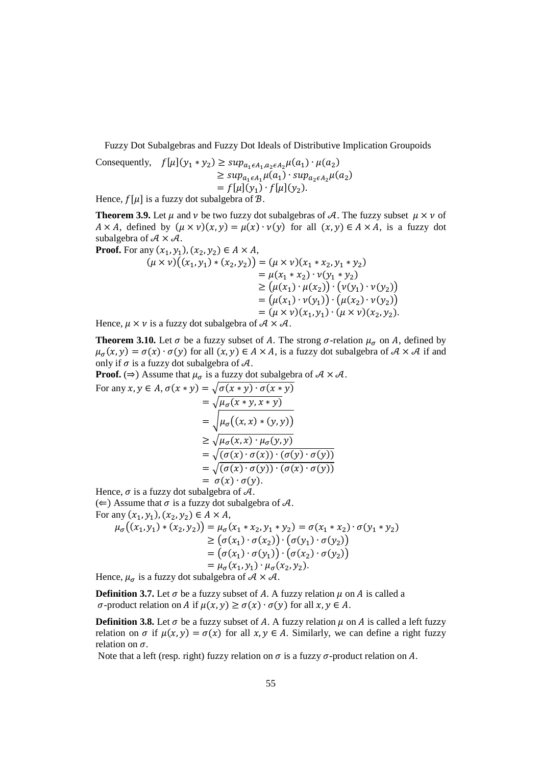Consequently,

$$
\begin{aligned}
f[\mu](y_1 * y_2) &\geq sup_{a_1 \epsilon A_1, a_2 \epsilon A_2} \mu(a_1) \cdot \mu(a_2) \\
&\geq sup_{a_1 \epsilon A_1} \mu(a_1) \cdot sup_{a_2 \epsilon A_2} \mu(a_2) \\
&= f[\mu](y_1) \cdot f[\mu](y_2).
\end{aligned}
$$

Hence, $f[\mu]$ is a fuzzy dot subalgebra of $\mathcal{B}$.

**Theorem 3.9.** Let $\mu$ and $\nu$ be two fuzzy dot subalgebras of $\mathcal{A}$. The fuzzy subset $\mu \times \nu$ of $A \times A$, defined by $(\mu \times \nu)(x, y) = \mu(x) \cdot \nu(y)$ for all $(x, y) \in A \times A$, is a fuzzy dot subalgebra of $\mathcal{A} \times \mathcal{A}$.

**Proof.** For any $(x_1, y_1), (x_2, y_2) \in A \times A$,

$$
\begin{aligned}
(\mu \times \nu)\big((x_1, y_1) * (x_2, y_2)\big) &= (\mu \times \nu)(x_1 * x_2, y_1 * y_2) \\
&= \mu(x_1 * x_2) \cdot \nu(y_1 * y_2) \\
&\geq \big(\mu(x_1) \cdot \mu(x_2)\big) \cdot \big(\nu(y_1) \cdot \nu(y_2)\big) \\
&= \big(\mu(x_1) \cdot \nu(y_1)\big) \cdot \big(\mu(x_2) \cdot \nu(y_2)\big) \\
&= (\mu \times \nu)(x_1, y_1) \cdot (\mu \times \nu)(x_2, y_2).
\end{aligned}
$$

Hence, $\mu \times \nu$ is a fuzzy dot subalgebra of $\mathcal{A} \times \mathcal{A}$.

**Theorem 3.10.** Let $\sigma$ be a fuzzy subset of $A$. The strong $\sigma$-relation $\mu_\sigma$ on $A$, defined by $\mu_\sigma(x, y) = \sigma(x) \cdot \sigma(y)$ for all $(x, y) \in A \times A$, is a fuzzy dot subalgebra of $\mathcal{A} \times \mathcal{A}$ if and only if $\sigma$ is a fuzzy dot subalgebra of $\mathcal{A}$.

**Proof.** ($\Rightarrow$) Assume that $\mu_\sigma$ is a fuzzy dot subalgebra of $\mathcal{A} \times \mathcal{A}$.

For any $x, y \in A$,

$$
\begin{aligned}
\sigma(x * y) &= \sqrt{\sigma(x * y) \cdot \sigma(x * y)} \\
&= \sqrt{\mu_\sigma(x * y, x * y)} \\
&= \sqrt{\mu_\sigma\big((x, x) * (y, y)\big)} \\
&\geq \sqrt{\mu_\sigma(x, x) \cdot \mu_\sigma(y, y)} \\
&= \sqrt{(\sigma(x) \cdot \sigma(x)) \cdot (\sigma(y) \cdot \sigma(y))} \\
&= \sqrt{(\sigma(x) \cdot \sigma(y)) \cdot (\sigma(x) \cdot \sigma(y))} \\
&= \sigma(x) \cdot \sigma(y).
\end{aligned}
$$

Hence, $\sigma$ is a fuzzy dot subalgebra of $\mathcal{A}$.

($\Leftarrow$) Assume that $\sigma$ is a fuzzy dot subalgebra of $\mathcal{A}$.

For any $(x_1, y_1), (x_2, y_2) \in A \times A$,

$$
\begin{aligned}
\mu_\sigma\big((x_1, y_1) * (x_2, y_2)\big) = \mu_\sigma(x_1 * x_2, y_1 * y_2) &= \sigma(x_1 * x_2) \cdot \sigma(y_1 * y_2) \\
&\geq \big(\sigma(x_1) \cdot \sigma(x_2)\big) \cdot \big(\sigma(y_1) \cdot \sigma(y_2)\big) \\
&= \big(\sigma(x_1) \cdot \sigma(y_1)\big) \cdot \big(\sigma(x_2) \cdot \sigma(y_2)\big) \\
&= \mu_\sigma(x_1, y_1) \cdot \mu_\sigma(x_2, y_2).
\end{aligned}
$$

Hence, $\mu_\sigma$ is a fuzzy dot subalgebra of $\mathcal{A} \times \mathcal{A}$.

**Definition 3.7.** Let $\sigma$ be a fuzzy subset of $A$. A fuzzy relation $\mu$ on $A$ is called a $\sigma$-product relation on $A$ if $\mu(x, y) \geq \sigma(x) \cdot \sigma(y)$ for all $x, y \in A$.

**Definition 3.8.** Let $\sigma$ be a fuzzy subset of $A$. A fuzzy relation $\mu$ on $A$ is called a left fuzzy relation on $\sigma$ if $\mu(x, y) = \sigma(x)$ for all $x, y \in A$. Similarly, we can define a right fuzzy relation on $\sigma$.

Note that a left (resp. right) fuzzy relation on $\sigma$ is a fuzzy $\sigma$-product relation on $A$.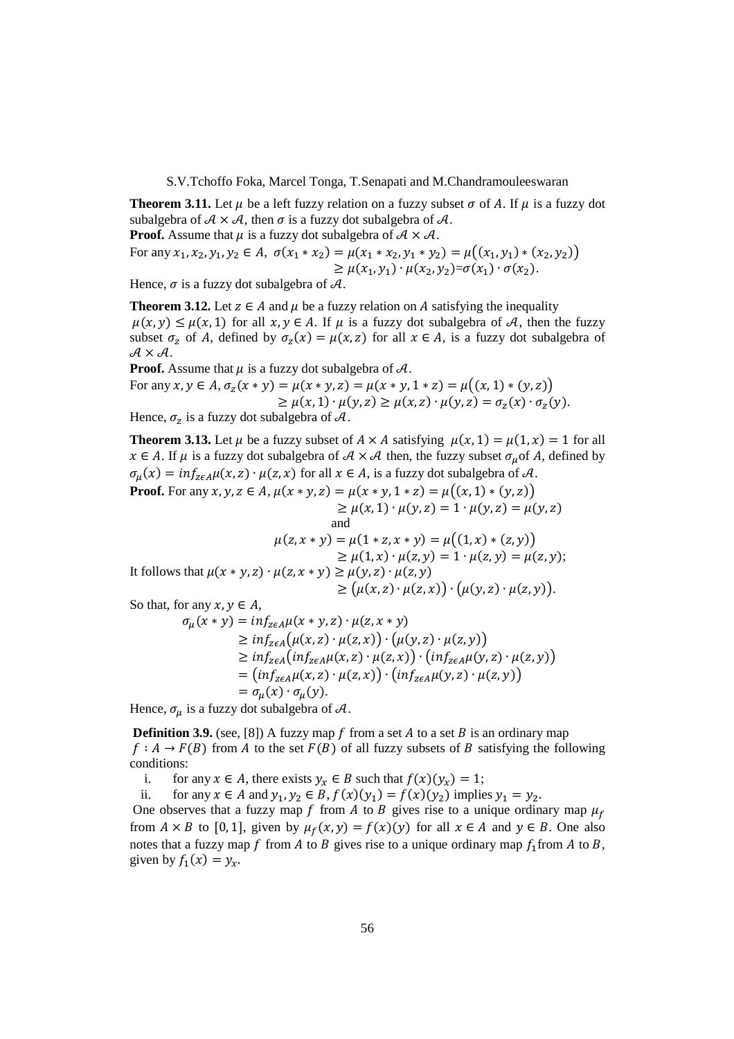**Theorem 3.11.** Let $\mu$ be a left fuzzy relation on a fuzzy subset $\sigma$ of $A$. If $\mu$ is a fuzzy dot subalgebra of $\mathcal{A} \times \mathcal{A}$, then $\sigma$ is a fuzzy dot subalgebra of $\mathcal{A}$.

**Proof.** Assume that $\mu$ is a fuzzy dot subalgebra of $\mathcal{A} \times \mathcal{A}$.

For any $x_1, x_2, y_1, y_2 \in A$,

$$\sigma(x_1 * x_2) = \mu(x_1 * x_2, y_1 * y_2) = \mu\big((x_1, y_1) * (x_2, y_2)\big)$$
$$\geq \mu(x_1, y_1) \cdot \mu(x_2, y_2) = \sigma(x_1) \cdot \sigma(x_2).$$

Hence, $\sigma$ is a fuzzy dot subalgebra of $\mathcal{A}$.

**Theorem 3.12.** Let $z \in A$ and $\mu$ be a fuzzy relation on $A$ satisfying the inequality $\mu(x, y) \leq \mu(x, 1)$ for all $x, y \in A$. If $\mu$ is a fuzzy dot subalgebra of $\mathcal{A}$, then the fuzzy subset $\sigma_z$ of $A$, defined by $\sigma_z(x) = \mu(x, z)$ for all $x \in A$, is a fuzzy dot subalgebra of $\mathcal{A} \times \mathcal{A}$.

**Proof.** Assume that $\mu$ is a fuzzy dot subalgebra of $\mathcal{A}$.

For any $x, y \in A$,

$$\sigma_z(x * y) = \mu(x * y, z) = \mu(x * y, 1 * z) = \mu\big((x, 1) * (y, z)\big)$$
$$\geq \mu(x, 1) \cdot \mu(y, z) \geq \mu(x, z) \cdot \mu(y, z) = \sigma_z(x) \cdot \sigma_z(y).$$

Hence, $\sigma_z$ is a fuzzy dot subalgebra of $\mathcal{A}$.

**Theorem 3.13.** Let $\mu$ be a fuzzy subset of $A \times A$ satisfying $\mu(x, 1) = \mu(1, x) = 1$ for all $x \in A$. If $\mu$ is a fuzzy dot subalgebra of $\mathcal{A} \times \mathcal{A}$ then, the fuzzy subset $\sigma_\mu$ of $A$, defined by $\sigma_\mu(x) = inf_{z \epsilon A} \mu(x, z) \cdot \mu(z, x)$ for all $x \in A$, is a fuzzy dot subalgebra of $\mathcal{A}$.

**Proof.** For any $x, y, z \in A$,

$$\mu(x * y, z) = \mu(x * y, 1 * z) = \mu\big((x, 1) * (y, z)\big)$$
$$\geq \mu(x, 1) \cdot \mu(y, z) = 1 \cdot \mu(y, z) = \mu(y, z)$$

and

$$\mu(z, x * y) = \mu(1 * z, x * y) = \mu\big((1, x) * (z, y)\big)$$
$$\geq \mu(1, x) \cdot \mu(z, y) = 1 \cdot \mu(z, y) = \mu(z, y);$$

It follows that

$$\mu(x * y, z) \cdot \mu(z, x * y) \geq \mu(y, z) \cdot \mu(z, y)$$
$$\geq \big(\mu(x, z) \cdot \mu(z, x)\big) \cdot \big(\mu(y, z) \cdot \mu(z, y)\big).$$

So that, for any $x, y \in A$,

$$\sigma_\mu(x * y) = inf_{z \epsilon A} \mu(x * y, z) \cdot \mu(z, x * y)$$
$$\geq inf_{z \epsilon A}\big(\mu(x, z) \cdot \mu(z, x)\big) \cdot \big(\mu(y, z) \cdot \mu(z, y)\big)$$
$$\geq inf_{z \epsilon A}\big(inf_{z \epsilon A} \mu(x, z) \cdot \mu(z, x)\big) \cdot \big(inf_{z \epsilon A} \mu(y, z) \cdot \mu(z, y)\big)$$
$$= \big(inf_{z \epsilon A} \mu(x, z) \cdot \mu(z, x)\big) \cdot \big(inf_{z \epsilon A} \mu(y, z) \cdot \mu(z, y)\big)$$
$$= \sigma_\mu(x) \cdot \sigma_\mu(y).$$

Hence, $\sigma_\mu$ is a fuzzy dot subalgebra of $\mathcal{A}$.

**Definition 3.9.** (see, [8]) A fuzzy map $f$ from a set $A$ to a set $B$ is an ordinary map $f : A \to F(B)$ from $A$ to the set $F(B)$ of all fuzzy subsets of $B$ satisfying the following conditions:

i. for any $x \in A$, there exists $y_x \in B$ such that $f(x)(y_x) = 1$;

ii. for any $x \in A$ and $y_1, y_2 \in B$, $f(x)(y_1) = f(x)(y_2)$ implies $y_1 = y_2$.

One observes that a fuzzy map $f$ from $A$ to $B$ gives rise to a unique ordinary map $\mu_f$ from $A \times B$ to $[0, 1]$, given by $\mu_f(x, y) = f(x)(y)$ for all $x \in A$ and $y \in B$. One also notes that a fuzzy map $f$ from $A$ to $B$ gives rise to a unique ordinary map $f_1$ from $A$ to $B$, given by $f_1(x) = y_x$.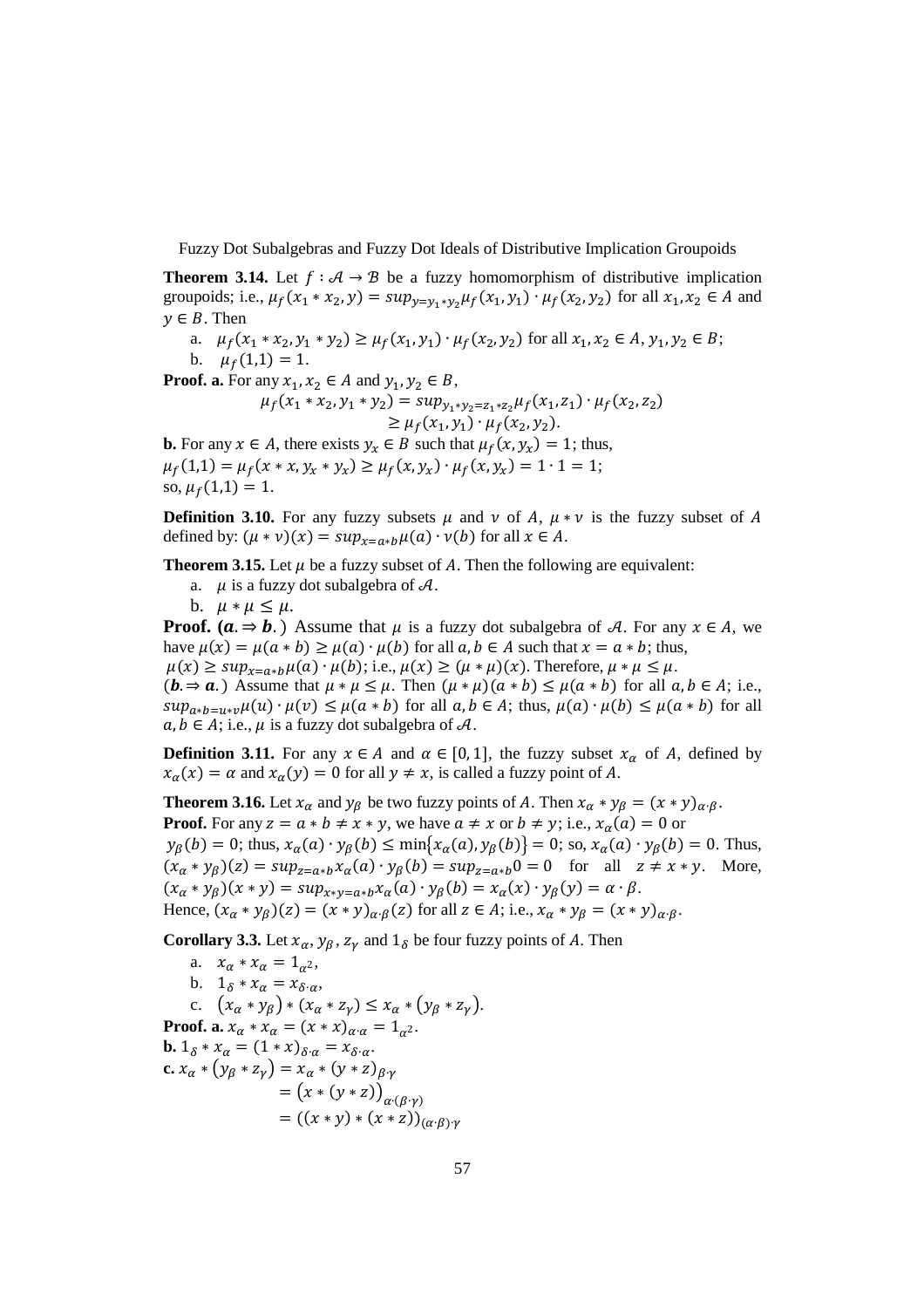**Theorem 3.14.** Let $f : \mathcal{A} \to \mathcal{B}$ be a fuzzy homomorphism of distributive implication groupoids; i.e., $\mu_f(x_1 * x_2, y) = sup_{y=y_1*y_2}\mu_f(x_1, y_1) \cdot \mu_f(x_2, y_2)$ for all $x_1, x_2 \in A$ and $y \in B$. Then

a. $\mu_f(x_1 * x_2, y_1 * y_2) \geq \mu_f(x_1, y_1) \cdot \mu_f(x_2, y_2)$ for all $x_1, x_2 \in A$, $y_1, y_2 \in B$;

b. $\mu_f(1,1) = 1$.

**Proof. a.** For any $x_1, x_2 \in A$ and $y_1, y_2 \in B$,

$$\mu_f(x_1 * x_2, y_1 * y_2) = sup_{y_1*y_2=z_1*z_2}\mu_f(x_1, z_1) \cdot \mu_f(x_2, z_2)$$
$$\geq \mu_f(x_1, y_1) \cdot \mu_f(x_2, y_2).$$

**b.** For any $x \in A$, there exists $y_x \in B$ such that $\mu_f(x, y_x) = 1$; thus,
$\mu_f(1,1) = \mu_f(x * x, y_x * y_x) \geq \mu_f(x, y_x) \cdot \mu_f(x, y_x) = 1 \cdot 1 = 1$;
so, $\mu_f(1,1) = 1$.

**Definition 3.10.** For any fuzzy subsets $\mu$ and $\nu$ of $A$, $\mu * \nu$ is the fuzzy subset of $A$ defined by: $(\mu * \nu)(x) = sup_{x=a*b}\mu(a) \cdot \nu(b)$ for all $x \in A$.

**Theorem 3.15.** Let $\mu$ be a fuzzy subset of $A$. Then the following are equivalent:

a. $\mu$ is a fuzzy dot subalgebra of $\mathcal{A}$.

b. $\mu * \mu \leq \mu$.

**Proof. (a. ⇒ b.)** Assume that $\mu$ is a fuzzy dot subalgebra of $\mathcal{A}$. For any $x \in A$, we have $\mu(x) = \mu(a * b) \geq \mu(a) \cdot \mu(b)$ for all $a, b \in A$ such that $x = a * b$; thus,
$\mu(x) \geq sup_{x=a*b}\mu(a) \cdot \mu(b)$; i.e., $\mu(x) \geq (\mu * \mu)(x)$. Therefore, $\mu * \mu \leq \mu$.
**(b. ⇒ a.)** Assume that $\mu * \mu \leq \mu$. Then $(\mu * \mu)(a * b) \leq \mu(a * b)$ for all $a, b \in A$; i.e., $sup_{a*b=u*v}\mu(u) \cdot \mu(v) \leq \mu(a * b)$ for all $a, b \in A$; thus, $\mu(a) \cdot \mu(b) \leq \mu(a * b)$ for all $a, b \in A$; i.e., $\mu$ is a fuzzy dot subalgebra of $\mathcal{A}$.

**Definition 3.11.** For any $x \in A$ and $\alpha \in [0, 1]$, the fuzzy subset $x_\alpha$ of $A$, defined by $x_\alpha(x) = \alpha$ and $x_\alpha(y) = 0$ for all $y \neq x$, is called a fuzzy point of $A$.

**Theorem 3.16.** Let $x_\alpha$ and $y_\beta$ be two fuzzy points of $A$. Then $x_\alpha * y_\beta = (x * y)_{\alpha \cdot \beta}$.
**Proof.** For any $z = a * b \neq x * y$, we have $a \neq x$ or $b \neq y$; i.e., $x_\alpha(a) = 0$ or $y_\beta(b) = 0$; thus, $x_\alpha(a) \cdot y_\beta(b) \leq \min\{x_\alpha(a), y_\beta(b)\} = 0$; so, $x_\alpha(a) \cdot y_\beta(b) = 0$. Thus, $(x_\alpha * y_\beta)(z) = sup_{z=a*b}x_\alpha(a) \cdot y_\beta(b) = sup_{z=a*b}0 = 0$ for all $z \neq x * y$. More, $(x_\alpha * y_\beta)(x * y) = sup_{x*y=a*b}x_\alpha(a) \cdot y_\beta(b) = x_\alpha(x) \cdot y_\beta(y) = \alpha \cdot \beta$.
Hence, $(x_\alpha * y_\beta)(z) = (x * y)_{\alpha \cdot \beta}(z)$ for all $z \in A$; i.e., $x_\alpha * y_\beta = (x * y)_{\alpha \cdot \beta}$.

**Corollary 3.3.** Let $x_\alpha$, $y_\beta$, $z_\gamma$ and $1_\delta$ be four fuzzy points of $A$. Then

a. $x_\alpha * x_\alpha = 1_{\alpha^2}$,

b. $1_\delta * x_\alpha = x_{\delta \cdot \alpha}$,

c. $(x_\alpha * y_\beta) * (x_\alpha * z_\gamma) \leq x_\alpha * (y_\beta * z_\gamma)$.

**Proof. a.** $x_\alpha * x_\alpha = (x * x)_{\alpha \cdot \alpha} = 1_{\alpha^2}$.
**b.** $1_\delta * x_\alpha = (1 * x)_{\delta \cdot \alpha} = x_{\delta \cdot \alpha}$.
**c.**

$$x_\alpha * (y_\beta * z_\gamma) = x_\alpha * (y * z)_{\beta \cdot \gamma}$$
$$= \left(x * (y * z)\right)_{\alpha \cdot (\beta \cdot \gamma)}$$
$$= ((x * y) * (x * z))_{(\alpha \cdot \beta) \cdot \gamma}$$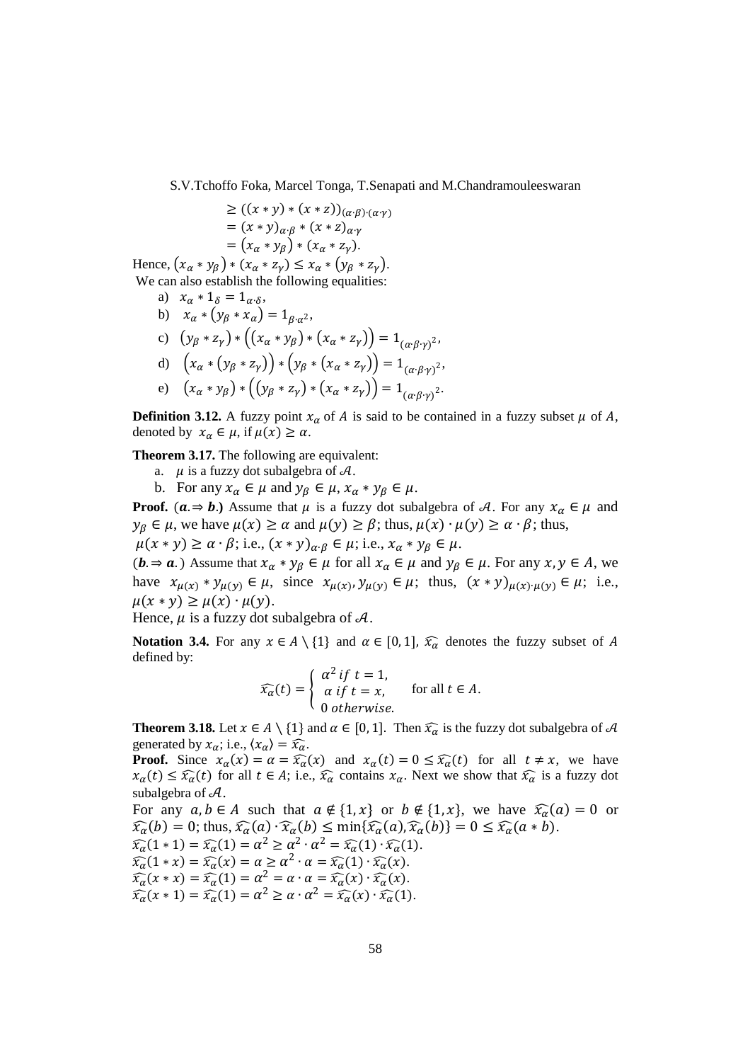$$\geq ((x * y) * (x * z))_{(\alpha\cdot\beta)\cdot(\alpha\cdot\gamma)}$$
$$= (x * y)_{\alpha\cdot\beta} * (x * z)_{\alpha\cdot\gamma}$$
$$= (x_\alpha * y_\beta) * (x_\alpha * z_\gamma).$$

Hence, $(x_\alpha * y_\beta) * (x_\alpha * z_\gamma) \leq x_\alpha * (y_\beta * z_\gamma)$.

We can also establish the following equalities:

a) $x_\alpha * 1_\delta = 1_{\alpha\cdot\delta}$,

b) $x_\alpha * (y_\beta * x_\alpha) = 1_{\beta\cdot\alpha^2}$,

c) $(y_\beta * z_\gamma) * \left((x_\alpha * y_\beta) * (x_\alpha * z_\gamma)\right) = 1_{(\alpha\cdot\beta\cdot\gamma)^2}$,

d) $\left(x_\alpha * (y_\beta * z_\gamma)\right) * \left(y_\beta * (x_\alpha * z_\gamma)\right) = 1_{(\alpha\cdot\beta\cdot\gamma)^2}$,

e) $(x_\alpha * y_\beta) * \left((y_\beta * z_\gamma) * (x_\alpha * z_\gamma)\right) = 1_{(\alpha\cdot\beta\cdot\gamma)^2}$.

**Definition 3.12.** A fuzzy point $x_\alpha$ of $A$ is said to be contained in a fuzzy subset $\mu$ of $A$, denoted by $x_\alpha \in \mu$, if $\mu(x) \geq \alpha$.

**Theorem 3.17.** The following are equivalent:

a. $\mu$ is a fuzzy dot subalgebra of $\mathcal{A}$.

b. For any $x_\alpha \in \mu$ and $y_\beta \in \mu$, $x_\alpha * y_\beta \in \mu$.

**Proof.** (***a.*** $\Rightarrow$ ***b.***) Assume that $\mu$ is a fuzzy dot subalgebra of $\mathcal{A}$. For any $x_\alpha \in \mu$ and $y_\beta \in \mu$, we have $\mu(x) \geq \alpha$ and $\mu(y) \geq \beta$; thus, $\mu(x)\cdot\mu(y) \geq \alpha\cdot\beta$; thus, $\mu(x * y) \geq \alpha\cdot\beta$; i.e., $(x * y)_{\alpha\cdot\beta} \in \mu$; i.e., $x_\alpha * y_\beta \in \mu$.

(***b.*** $\Rightarrow$ ***a.***) Assume that $x_\alpha * y_\beta \in \mu$ for all $x_\alpha \in \mu$ and $y_\beta \in \mu$. For any $x, y \in A$, we have $x_{\mu(x)} * y_{\mu(y)} \in \mu$, since $x_{\mu(x)}, y_{\mu(y)} \in \mu$; thus, $(x * y)_{\mu(x)\cdot\mu(y)} \in \mu$; i.e., $\mu(x * y) \geq \mu(x)\cdot\mu(y)$.

Hence, $\mu$ is a fuzzy dot subalgebra of $\mathcal{A}$.

**Notation 3.4.** For any $x \in A \setminus \{1\}$ and $\alpha \in [0, 1]$, $\widehat{x_\alpha}$ denotes the fuzzy subset of $A$ defined by:

$$\widehat{x_\alpha}(t) = \begin{cases} \alpha^2 \ if \ t = 1, \\ \alpha \ if \ t = x, \\ 0 \ otherwise. \end{cases} \quad \text{for all } t \in A.$$

**Theorem 3.18.** Let $x \in A \setminus \{1\}$ and $\alpha \in [0, 1]$. Then $\widehat{x_\alpha}$ is the fuzzy dot subalgebra of $\mathcal{A}$ generated by $x_\alpha$; i.e., $\langle x_\alpha \rangle = \widehat{x_\alpha}$.

**Proof.** Since $x_\alpha(x) = \alpha = \widehat{x_\alpha}(x)$ and $x_\alpha(t) = 0 \leq \widehat{x_\alpha}(t)$ for all $t \neq x$, we have $x_\alpha(t) \leq \widehat{x_\alpha}(t)$ for all $t \in A$; i.e., $\widehat{x_\alpha}$ contains $x_\alpha$. Next we show that $\widehat{x_\alpha}$ is a fuzzy dot subalgebra of $\mathcal{A}$.

For any $a, b \in A$ such that $a \notin \{1, x\}$ or $b \notin \{1, x\}$, we have $\widehat{x_\alpha}(a) = 0$ or $\widehat{x_\alpha}(b) = 0$; thus, $\widehat{x_\alpha}(a)\cdot\widehat{x_\alpha}(b) \leq \min\{\widehat{x_\alpha}(a), \widehat{x_\alpha}(b)\} = 0 \leq \widehat{x_\alpha}(a * b)$.

$\widehat{x_\alpha}(1 * 1) = \widehat{x_\alpha}(1) = \alpha^2 \geq \alpha^2\cdot\alpha^2 = \widehat{x_\alpha}(1)\cdot\widehat{x_\alpha}(1)$.

$\widehat{x_\alpha}(1 * x) = \widehat{x_\alpha}(x) = \alpha \geq \alpha^2\cdot\alpha = \widehat{x_\alpha}(1)\cdot\widehat{x_\alpha}(x)$.

$\widehat{x_\alpha}(x * x) = \widehat{x_\alpha}(1) = \alpha^2 = \alpha\cdot\alpha = \widehat{x_\alpha}(x)\cdot\widehat{x_\alpha}(x)$.

$\widehat{x_\alpha}(x * 1) = \widehat{x_\alpha}(1) = \alpha^2 \geq \alpha\cdot\alpha^2 = \widehat{x_\alpha}(x)\cdot\widehat{x_\alpha}(1)$.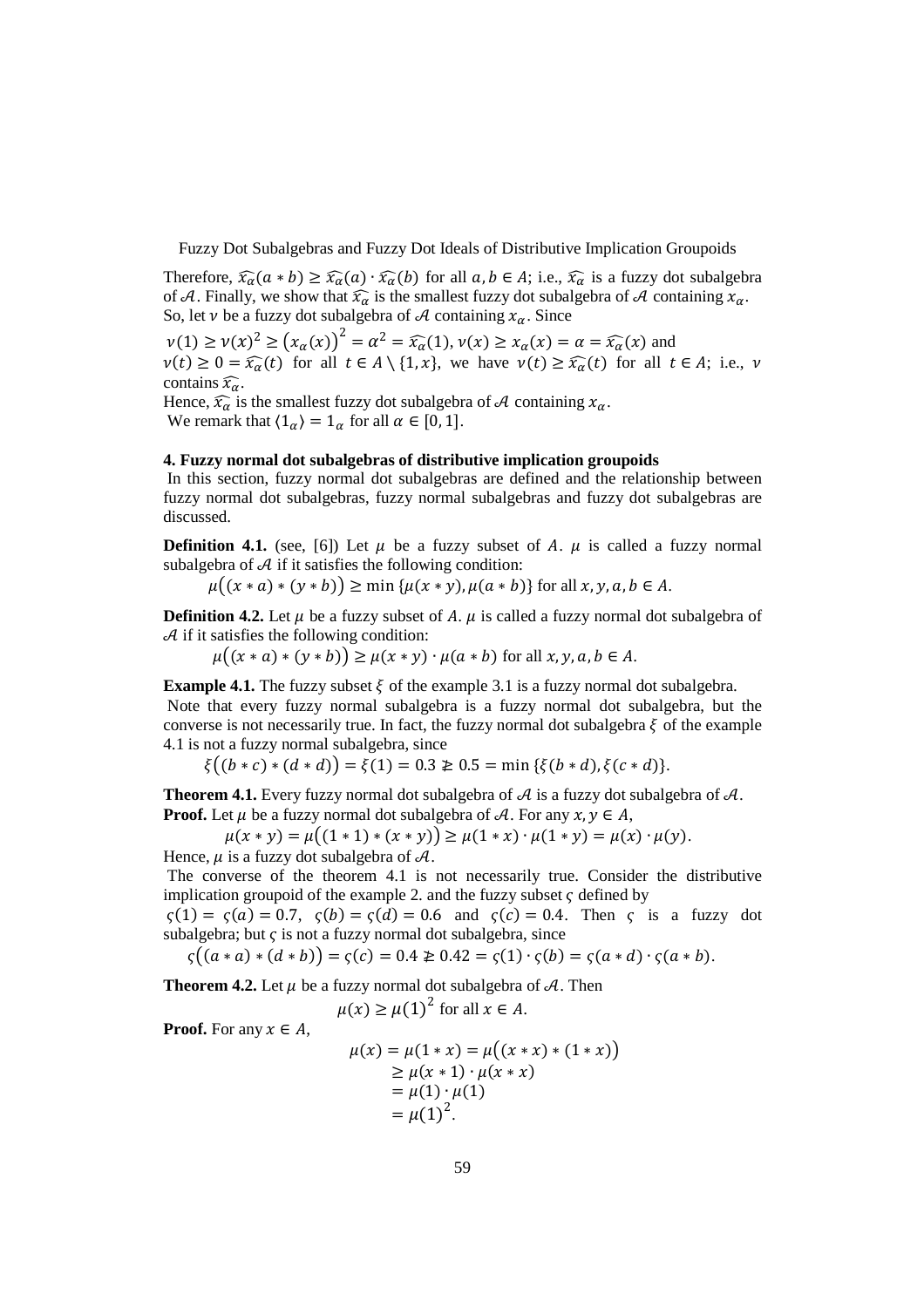Therefore, $\widehat{x_\alpha}(a * b) \geq \widehat{x_\alpha}(a) \cdot \widehat{x_\alpha}(b)$ for all $a, b \in A$; i.e., $\widehat{x_\alpha}$ is a fuzzy dot subalgebra of $\mathcal{A}$. Finally, we show that $\widehat{x_\alpha}$ is the smallest fuzzy dot subalgebra of $\mathcal{A}$ containing $x_\alpha$. So, let $\nu$ be a fuzzy dot subalgebra of $\mathcal{A}$ containing $x_\alpha$. Since

$\nu(1) \geq \nu(x)^2 \geq (x_\alpha(x))^2 = \alpha^2 = \widehat{x_\alpha}(1)$, $\nu(x) \geq x_\alpha(x) = \alpha = \widehat{x_\alpha}(x)$ and $\nu(t) \geq 0 = \widehat{x_\alpha}(t)$ for all $t \in A \setminus \{1, x\}$, we have $\nu(t) \geq \widehat{x_\alpha}(t)$ for all $t \in A$; i.e., $\nu$ contains $\widehat{x_\alpha}$.

Hence, $\widehat{x_\alpha}$ is the smallest fuzzy dot subalgebra of $\mathcal{A}$ containing $x_\alpha$.

We remark that $\langle 1_\alpha \rangle = 1_\alpha$ for all $\alpha \in [0, 1]$.

**4. Fuzzy normal dot subalgebras of distributive implication groupoids**

In this section, fuzzy normal dot subalgebras are defined and the relationship between fuzzy normal dot subalgebras, fuzzy normal subalgebras and fuzzy dot subalgebras are discussed.

**Definition 4.1.** (see, [6]) Let $\mu$ be a fuzzy subset of $A$. $\mu$ is called a fuzzy normal subalgebra of $\mathcal{A}$ if it satisfies the following condition:

$$\mu((x * a) * (y * b)) \geq \min\{\mu(x * y), \mu(a * b)\} \text{ for all } x, y, a, b \in A.$$

**Definition 4.2.** Let $\mu$ be a fuzzy subset of $A$. $\mu$ is called a fuzzy normal dot subalgebra of $\mathcal{A}$ if it satisfies the following condition:

$$\mu((x * a) * (y * b)) \geq \mu(x * y) \cdot \mu(a * b) \text{ for all } x, y, a, b \in A.$$

**Example 4.1.** The fuzzy subset $\xi$ of the example 3.1 is a fuzzy normal dot subalgebra.

Note that every fuzzy normal subalgebra is a fuzzy normal dot subalgebra, but the converse is not necessarily true. In fact, the fuzzy normal dot subalgebra $\xi$ of the example 4.1 is not a fuzzy normal subalgebra, since

$$\xi((b * c) * (d * d)) = \xi(1) = 0.3 \ngeq 0.5 = \min\{\xi(b * d), \xi(c * d)\}.$$

**Theorem 4.1.** Every fuzzy normal dot subalgebra of $\mathcal{A}$ is a fuzzy dot subalgebra of $\mathcal{A}$.

**Proof.** Let $\mu$ be a fuzzy normal dot subalgebra of $\mathcal{A}$. For any $x, y \in A$,

$$\mu(x * y) = \mu((1 * 1) * (x * y)) \geq \mu(1 * x) \cdot \mu(1 * y) = \mu(x) \cdot \mu(y).$$

Hence, $\mu$ is a fuzzy dot subalgebra of $\mathcal{A}$.

The converse of the theorem 4.1 is not necessarily true. Consider the distributive implication groupoid of the example 2. and the fuzzy subset $\varsigma$ defined by

$\varsigma(1) = \varsigma(a) = 0.7$, $\varsigma(b) = \varsigma(d) = 0.6$ and $\varsigma(c) = 0.4$. Then $\varsigma$ is a fuzzy dot subalgebra; but $\varsigma$ is not a fuzzy normal dot subalgebra, since

$$\varsigma((a * a) * (d * b)) = \varsigma(c) = 0.4 \ngeq 0.42 = \varsigma(1) \cdot \varsigma(b) = \varsigma(a * d) \cdot \varsigma(a * b).$$

**Theorem 4.2.** Let $\mu$ be a fuzzy normal dot subalgebra of $\mathcal{A}$. Then

$$\mu(x) \geq \mu(1)^2 \text{ for all } x \in A.$$

**Proof.** For any $x \in A$,

$$\begin{aligned}
\mu(x) = \mu(1 * x) &= \mu((x * x) * (1 * x)) \\
&\geq \mu(x * 1) \cdot \mu(x * x) \\
&= \mu(1) \cdot \mu(1) \\
&= \mu(1)^2.
\end{aligned}$$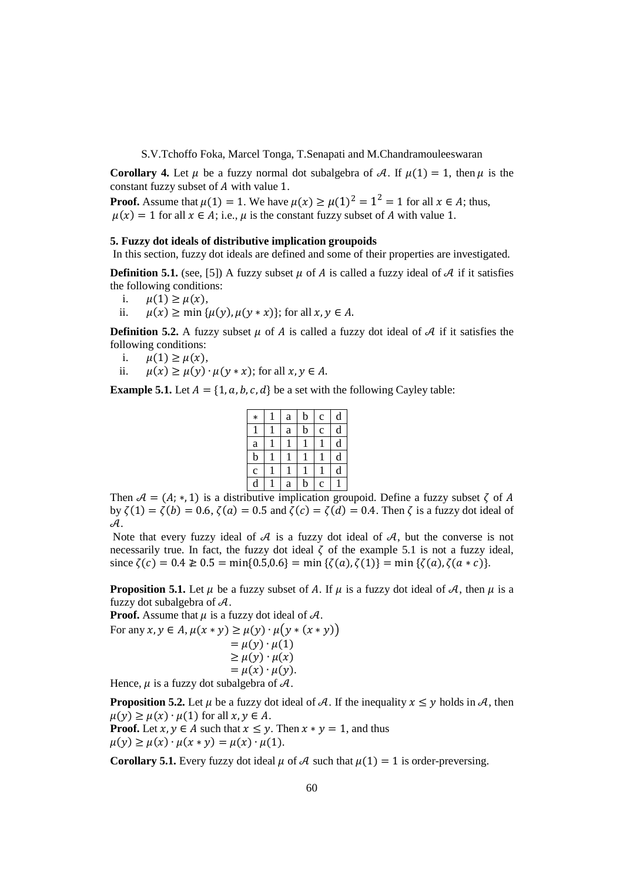**Corollary 4.** Let $\mu$ be a fuzzy normal dot subalgebra of $\mathcal{A}$. If $\mu(1) = 1$, then $\mu$ is the constant fuzzy subset of $A$ with value 1.

**Proof.** Assume that $\mu(1) = 1$. We have $\mu(x) \geq \mu(1)^2 = 1^2 = 1$ for all $x \in A$; thus, $\mu(x) = 1$ for all $x \in A$; i.e., $\mu$ is the constant fuzzy subset of $A$ with value 1.

### 5. Fuzzy dot ideals of distributive implication groupoids

In this section, fuzzy dot ideals are defined and some of their properties are investigated.

**Definition 5.1.** (see, [5]) A fuzzy subset $\mu$ of $A$ is called a fuzzy ideal of $\mathcal{A}$ if it satisfies the following conditions:

i. $\mu(1) \geq \mu(x)$,
ii. $\mu(x) \geq \min\{\mu(y), \mu(y * x)\}$; for all $x, y \in A$.

**Definition 5.2.** A fuzzy subset $\mu$ of $A$ is called a fuzzy dot ideal of $\mathcal{A}$ if it satisfies the following conditions:

i. $\mu(1) \geq \mu(x)$,
ii. $\mu(x) \geq \mu(y) \cdot \mu(y * x)$; for all $x, y \in A$.

**Example 5.1.** Let $A = \{1, a, b, c, d\}$ be a set with the following Cayley table:

| * | 1 | a | b | c | d |
|---|---|---|---|---|---|
| 1 | 1 | a | b | c | d |
| a | 1 | 1 | 1 | 1 | d |
| b | 1 | 1 | 1 | 1 | d |
| c | 1 | 1 | 1 | 1 | d |
| d | 1 | a | b | c | 1 |

Then $\mathcal{A} = (A; *, 1)$ is a distributive implication groupoid. Define a fuzzy subset $\zeta$ of $A$ by $\zeta(1) = \zeta(b) = 0.6$, $\zeta(a) = 0.5$ and $\zeta(c) = \zeta(d) = 0.4$. Then $\zeta$ is a fuzzy dot ideal of $\mathcal{A}$.

Note that every fuzzy ideal of $\mathcal{A}$ is a fuzzy dot ideal of $\mathcal{A}$, but the converse is not necessarily true. In fact, the fuzzy dot ideal $\zeta$ of the example 5.1 is not a fuzzy ideal, since $\zeta(c) = 0.4 \ngeq 0.5 = \min\{0.5, 0.6\} = \min\{\zeta(a), \zeta(1)\} = \min\{\zeta(a), \zeta(a * c)\}$.

**Proposition 5.1.** Let $\mu$ be a fuzzy subset of $A$. If $\mu$ is a fuzzy dot ideal of $\mathcal{A}$, then $\mu$ is a fuzzy dot subalgebra of $\mathcal{A}$.

**Proof.** Assume that $\mu$ is a fuzzy dot ideal of $\mathcal{A}$.

For any $x, y \in A$,
$$
\begin{aligned}
\mu(x * y) &\geq \mu(y) \cdot \mu\big(y * (x * y)\big) \\
&= \mu(y) \cdot \mu(1) \\
&\geq \mu(y) \cdot \mu(x) \\
&= \mu(x) \cdot \mu(y).
\end{aligned}
$$

Hence, $\mu$ is a fuzzy dot subalgebra of $\mathcal{A}$.

**Proposition 5.2.** Let $\mu$ be a fuzzy dot ideal of $\mathcal{A}$. If the inequality $x \leq y$ holds in $\mathcal{A}$, then $\mu(y) \geq \mu(x) \cdot \mu(1)$ for all $x, y \in A$.

**Proof.** Let $x, y \in A$ such that $x \leq y$. Then $x * y = 1$, and thus $\mu(y) \geq \mu(x) \cdot \mu(x * y) = \mu(x) \cdot \mu(1)$.

**Corollary 5.1.** Every fuzzy dot ideal $\mu$ of $\mathcal{A}$ such that $\mu(1) = 1$ is order-preversing.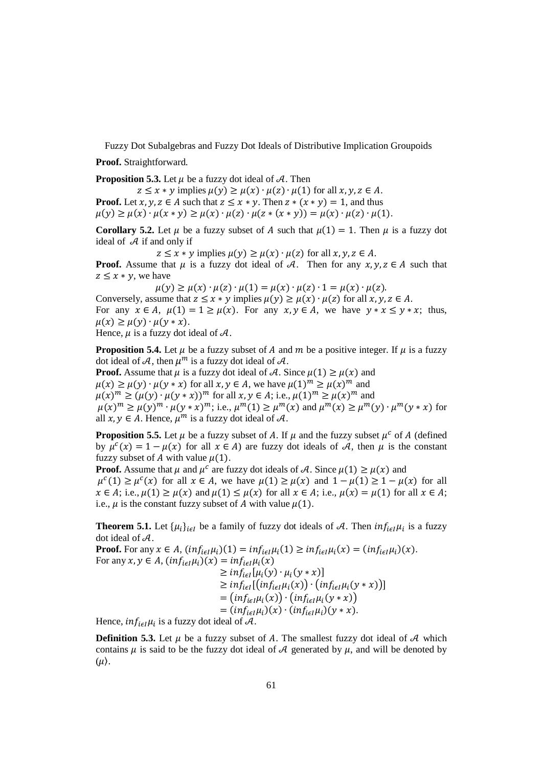**Proof.** Straightforward.

**Proposition 5.3.** Let $\mu$ be a fuzzy dot ideal of $\mathcal{A}$. Then

$$z \leq x * y \text{ implies } \mu(y) \geq \mu(x) \cdot \mu(z) \cdot \mu(1) \text{ for all } x, y, z \in A.$$

**Proof.** Let $x, y, z \in A$ such that $z \leq x * y$. Then $z * (x * y) = 1$, and thus $\mu(y) \geq \mu(x) \cdot \mu(x * y) \geq \mu(x) \cdot \mu(z) \cdot \mu(z * (x * y)) = \mu(x) \cdot \mu(z) \cdot \mu(1)$.

**Corollary 5.2.** Let $\mu$ be a fuzzy subset of $A$ such that $\mu(1) = 1$. Then $\mu$ is a fuzzy dot ideal of $\mathcal{A}$ if and only if

$$z \leq x * y \text{ implies } \mu(y) \geq \mu(x) \cdot \mu(z) \text{ for all } x, y, z \in A.$$

**Proof.** Assume that $\mu$ is a fuzzy dot ideal of $\mathcal{A}$. Then for any $x, y, z \in A$ such that $z \leq x * y$, we have

$$\mu(y) \geq \mu(x) \cdot \mu(z) \cdot \mu(1) = \mu(x) \cdot \mu(z) \cdot 1 = \mu(x) \cdot \mu(z).$$

Conversely, assume that $z \leq x * y$ implies $\mu(y) \geq \mu(x) \cdot \mu(z)$ for all $x, y, z \in A$. For any $x \in A$, $\mu(1) = 1 \geq \mu(x)$. For any $x, y \in A$, we have $y * x \leq y * x$; thus, $\mu(x) \geq \mu(y) \cdot \mu(y * x)$.
Hence, $\mu$ is a fuzzy dot ideal of $\mathcal{A}$.

**Proposition 5.4.** Let $\mu$ be a fuzzy subset of $A$ and $m$ be a positive integer. If $\mu$ is a fuzzy dot ideal of $\mathcal{A}$, then $\mu^m$ is a fuzzy dot ideal of $\mathcal{A}$.

**Proof.** Assume that $\mu$ is a fuzzy dot ideal of $\mathcal{A}$. Since $\mu(1) \geq \mu(x)$ and $\mu(x) \geq \mu(y) \cdot \mu(y * x)$ for all $x, y \in A$, we have $\mu(1)^m \geq \mu(x)^m$ and $\mu(x)^m \geq (\mu(y) \cdot \mu(y * x))^m$ for all $x, y \in A$; i.e., $\mu(1)^m \geq \mu(x)^m$ and $\mu(x)^m \geq \mu(y)^m \cdot \mu(y * x)^m$; i.e., $\mu^m(1) \geq \mu^m(x)$ and $\mu^m(x) \geq \mu^m(y) \cdot \mu^m(y * x)$ for all $x, y \in A$. Hence, $\mu^m$ is a fuzzy dot ideal of $\mathcal{A}$.

**Proposition 5.5.** Let $\mu$ be a fuzzy subset of $A$. If $\mu$ and the fuzzy subset $\mu^c$ of $A$ (defined by $\mu^c(x) = 1 - \mu(x)$ for all $x \in A$) are fuzzy dot ideals of $\mathcal{A}$, then $\mu$ is the constant fuzzy subset of $A$ with value $\mu(1)$.

**Proof.** Assume that $\mu$ and $\mu^c$ are fuzzy dot ideals of $\mathcal{A}$. Since $\mu(1) \geq \mu(x)$ and $\mu^c(1) \geq \mu^c(x)$ for all $x \in A$, we have $\mu(1) \geq \mu(x)$ and $1 - \mu(1) \geq 1 - \mu(x)$ for all $x \in A$; i.e., $\mu(1) \geq \mu(x)$ and $\mu(1) \leq \mu(x)$ for all $x \in A$; i.e., $\mu(x) = \mu(1)$ for all $x \in A$; i.e., $\mu$ is the constant fuzzy subset of $A$ with value $\mu(1)$.

**Theorem 5.1.** Let $\{\mu_i\}_{i \in I}$ be a family of fuzzy dot ideals of $\mathcal{A}$. Then $inf_{i \in I}\mu_i$ is a fuzzy dot ideal of $\mathcal{A}$.

**Proof.** For any $x \in A$, $(inf_{i \in I}\mu_i)(1) = inf_{i \in I}\mu_i(1) \geq inf_{i \in I}\mu_i(x) = (inf_{i \in I}\mu_i)(x)$.
For any $x, y \in A$,

$$\begin{aligned}
(inf_{i \in I}\mu_i)(x) &= inf_{i \in I}\mu_i(x) \\
&\geq inf_{i \in I}[\mu_i(y) \cdot \mu_i(y * x)] \\
&\geq inf_{i \in I}[(inf_{i \in I}\mu_i(x)) \cdot (inf_{i \in I}\mu_i(y * x))] \\
&= (inf_{i \in I}\mu_i(x)) \cdot (inf_{i \in I}\mu_i(y * x)) \\
&= (inf_{i \in I}\mu_i)(x) \cdot (inf_{i \in I}\mu_i)(y * x).
\end{aligned}$$

Hence, $inf_{i \in I}\mu_i$ is a fuzzy dot ideal of $\mathcal{A}$.

**Definition 5.3.** Let $\mu$ be a fuzzy subset of $A$. The smallest fuzzy dot ideal of $\mathcal{A}$ which contains $\mu$ is said to be the fuzzy dot ideal of $\mathcal{A}$ generated by $\mu$, and will be denoted by $(\mu\rangle$.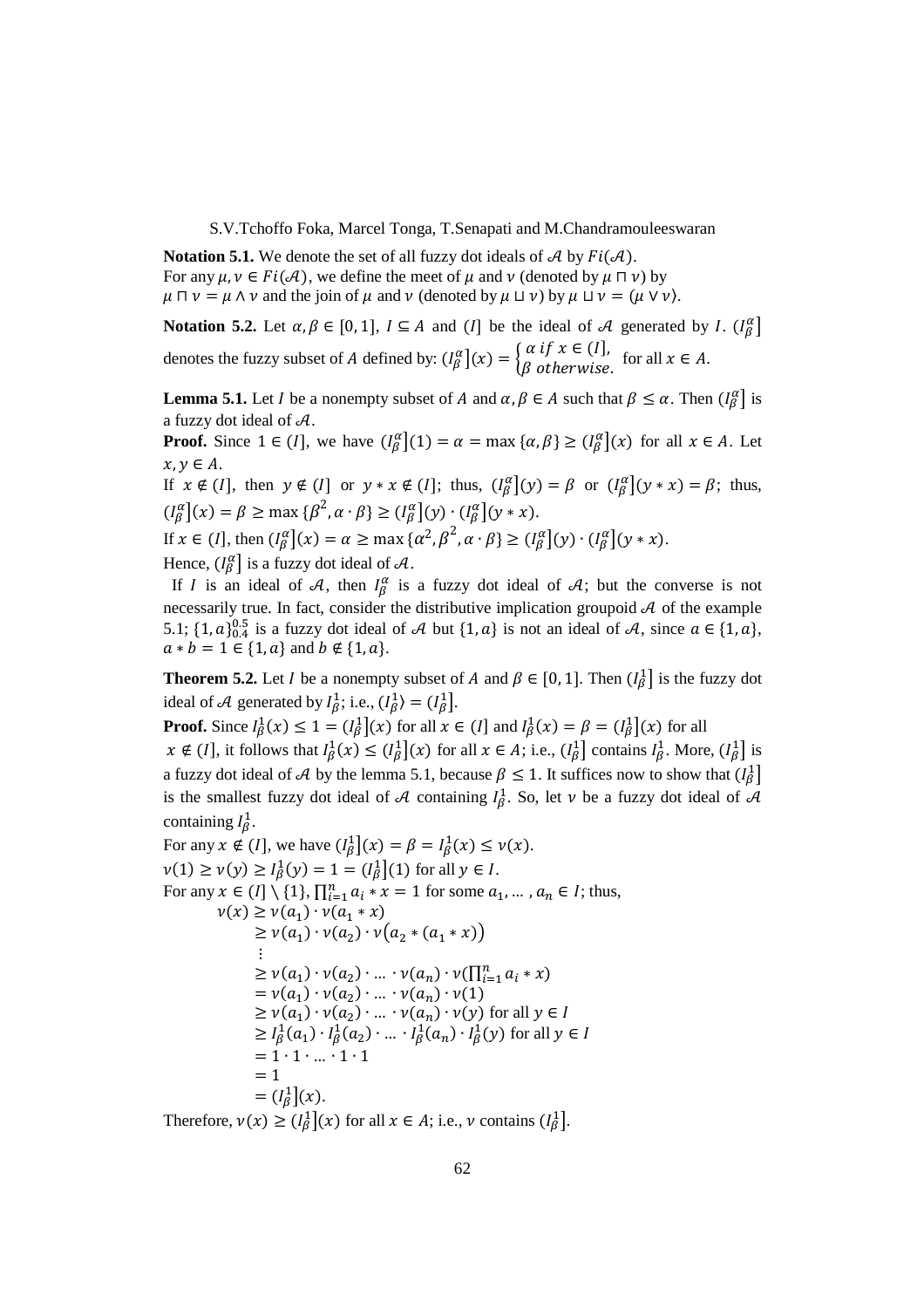**Notation 5.1.** We denote the set of all fuzzy dot ideals of $\mathcal{A}$ by $Fi(\mathcal{A})$.
For any $\mu, \nu \in Fi(\mathcal{A})$, we define the meet of $\mu$ and $\nu$ (denoted by $\mu \sqcap \nu$) by $\mu \sqcap \nu = \mu \wedge \nu$ and the join of $\mu$ and $\nu$ (denoted by $\mu \sqcup \nu$) by $\mu \sqcup \nu = (\mu \vee \nu\rangle$.

**Notation 5.2.** Let $\alpha, \beta \in [0, 1]$, $I \subseteq A$ and $(I]$ be the ideal of $\mathcal{A}$ generated by $I$. $(I_\beta^\alpha]$ denotes the fuzzy subset of $A$ defined by: $(I_\beta^\alpha](x) = \begin{cases} \alpha \text{ if } x \in (I], \\ \beta \text{ otherwise.} \end{cases}$ for all $x \in A$.

**Lemma 5.1.** Let $I$ be a nonempty subset of $A$ and $\alpha, \beta \in A$ such that $\beta \leq \alpha$. Then $(I_\beta^\alpha]$ is a fuzzy dot ideal of $\mathcal{A}$.

**Proof.** Since $1 \in (I]$, we have $(I_\beta^\alpha](1) = \alpha = \max\{\alpha, \beta\} \geq (I_\beta^\alpha](x)$ for all $x \in A$. Let $x, y \in A$.

If $x \notin (I]$, then $y \notin (I]$ or $y * x \notin (I]$; thus, $(I_\beta^\alpha](y) = \beta$ or $(I_\beta^\alpha](y * x) = \beta$; thus, $(I_\beta^\alpha](x) = \beta \geq \max\{\beta^2, \alpha \cdot \beta\} \geq (I_\beta^\alpha](y) \cdot (I_\beta^\alpha](y * x)$.

If $x \in (I]$, then $(I_\beta^\alpha](x) = \alpha \geq \max\{\alpha^2, \beta^2, \alpha \cdot \beta\} \geq (I_\beta^\alpha](y) \cdot (I_\beta^\alpha](y * x)$.

Hence, $(I_\beta^\alpha]$ is a fuzzy dot ideal of $\mathcal{A}$.

If $I$ is an ideal of $\mathcal{A}$, then $I_\beta^\alpha$ is a fuzzy dot ideal of $\mathcal{A}$; but the converse is not necessarily true. In fact, consider the distributive implication groupoid $\mathcal{A}$ of the example 5.1; $\{1, a\}_{0.4}^{0.5}$ is a fuzzy dot ideal of $\mathcal{A}$ but $\{1, a\}$ is not an ideal of $\mathcal{A}$, since $a \in \{1, a\}$, $a * b = 1 \in \{1, a\}$ and $b \notin \{1, a\}$.

**Theorem 5.2.** Let $I$ be a nonempty subset of $A$ and $\beta \in [0, 1]$. Then $(I_\beta^1]$ is the fuzzy dot ideal of $\mathcal{A}$ generated by $I_\beta^1$; i.e., $(I_\beta^1\rangle = (I_\beta^1]$.

**Proof.** Since $I_\beta^1(x) \leq 1 = (I_\beta^1](x)$ for all $x \in (I]$ and $I_\beta^1(x) = \beta = (I_\beta^1](x)$ for all $x \notin (I]$, it follows that $I_\beta^1(x) \leq (I_\beta^1](x)$ for all $x \in A$; i.e., $(I_\beta^1]$ contains $I_\beta^1$. More, $(I_\beta^1]$ is a fuzzy dot ideal of $\mathcal{A}$ by the lemma 5.1, because $\beta \leq 1$. It suffices now to show that $(I_\beta^1]$ is the smallest fuzzy dot ideal of $\mathcal{A}$ containing $I_\beta^1$. So, let $\nu$ be a fuzzy dot ideal of $\mathcal{A}$ containing $I_\beta^1$.

For any $x \notin (I]$, we have $(I_\beta^1](x) = \beta = I_\beta^1(x) \leq \nu(x)$.

$\nu(1) \geq \nu(y) \geq I_\beta^1(y) = 1 = (I_\beta^1](1)$ for all $y \in I$.

For any $x \in (I] \setminus \{1\}$, $\prod_{i=1}^n a_i * x = 1$ for some $a_1, \dots, a_n \in I$; thus,

$$
\begin{aligned}
\nu(x) &\geq \nu(a_1) \cdot \nu(a_1 * x) \\
&\geq \nu(a_1) \cdot \nu(a_2) \cdot \nu\big(a_2 * (a_1 * x)\big) \\
&\;\vdots \\
&\geq \nu(a_1) \cdot \nu(a_2) \cdot \dots \cdot \nu(a_n) \cdot \nu(\textstyle\prod_{i=1}^n a_i * x) \\
&= \nu(a_1) \cdot \nu(a_2) \cdot \dots \cdot \nu(a_n) \cdot \nu(1) \\
&\geq \nu(a_1) \cdot \nu(a_2) \cdot \dots \cdot \nu(a_n) \cdot \nu(y) \text{ for all } y \in I \\
&\geq I_\beta^1(a_1) \cdot I_\beta^1(a_2) \cdot \dots \cdot I_\beta^1(a_n) \cdot I_\beta^1(y) \text{ for all } y \in I \\
&= 1 \cdot 1 \cdot \dots \cdot 1 \cdot 1 \\
&= 1 \\
&= (I_\beta^1](x).
\end{aligned}
$$

Therefore, $\nu(x) \geq (I_\beta^1](x)$ for all $x \in A$; i.e., $\nu$ contains $(I_\beta^1]$.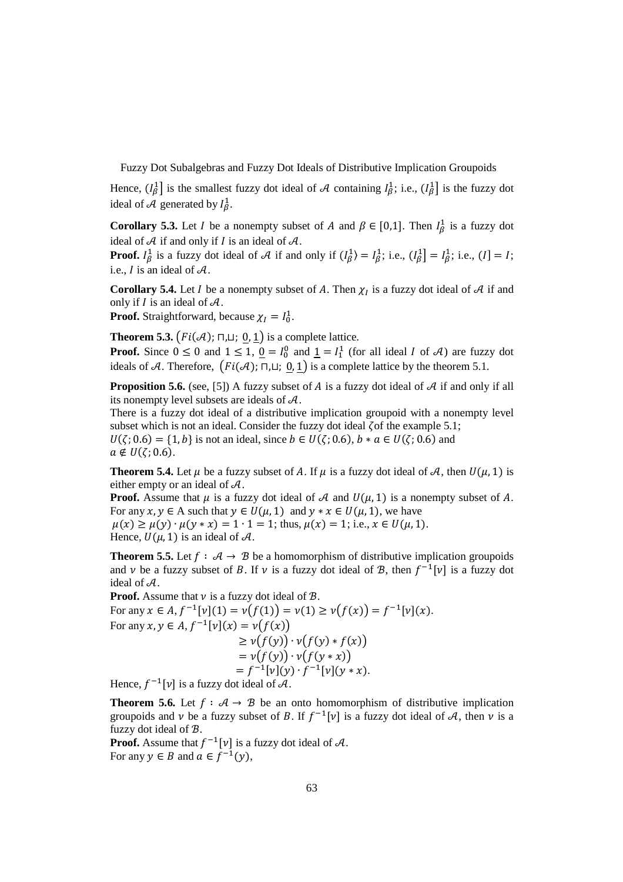Hence, $(I_\beta^1]$ is the smallest fuzzy dot ideal of $\mathcal{A}$ containing $I_\beta^1$; i.e., $(I_\beta^1]$ is the fuzzy dot ideal of $\mathcal{A}$ generated by $I_\beta^1$.

**Corollary 5.3.** Let $I$ be a nonempty subset of $A$ and $\beta \in [0,1]$. Then $I_\beta^1$ is a fuzzy dot ideal of $\mathcal{A}$ if and only if $I$ is an ideal of $\mathcal{A}$.
**Proof.** $I_\beta^1$ is a fuzzy dot ideal of $\mathcal{A}$ if and only if $(I_\beta^1\rangle = I_\beta^1$; i.e., $(I_\beta^1] = I_\beta^1$; i.e., $(I] = I$; i.e., $I$ is an ideal of $\mathcal{A}$.

**Corollary 5.4.** Let $I$ be a nonempty subset of $A$. Then $\chi_I$ is a fuzzy dot ideal of $\mathcal{A}$ if and only if $I$ is an ideal of $\mathcal{A}$.
**Proof.** Straightforward, because $\chi_I = I_0^1$.

**Theorem 5.3.** $(Fi(\mathcal{A}); \sqcap, \sqcup;\ \underline{0}, \underline{1})$ is a complete lattice.
**Proof.** Since $0 \leq 0$ and $1 \leq 1$, $\underline{0} = I_0^0$ and $\underline{1} = I_1^1$ (for all ideal $I$ of $\mathcal{A}$) are fuzzy dot ideals of $\mathcal{A}$. Therefore, $(Fi(\mathcal{A}); \sqcap, \sqcup;\ \underline{0}, \underline{1})$ is a complete lattice by the theorem 5.1.

**Proposition 5.6.** (see, [5]) A fuzzy subset of $A$ is a fuzzy dot ideal of $\mathcal{A}$ if and only if all its nonempty level subsets are ideals of $\mathcal{A}$.
There is a fuzzy dot ideal of a distributive implication groupoid with a nonempty level subset which is not an ideal. Consider the fuzzy dot ideal $\zeta$ of the example 5.1;
$U(\zeta; 0.6) = \{1, b\}$ is not an ideal, since $b \in U(\zeta; 0.6)$, $b * a \in U(\zeta; 0.6)$ and $a \notin U(\zeta; 0.6)$.

**Theorem 5.4.** Let $\mu$ be a fuzzy subset of $A$. If $\mu$ is a fuzzy dot ideal of $\mathcal{A}$, then $U(\mu, 1)$ is either empty or an ideal of $\mathcal{A}$.
**Proof.** Assume that $\mu$ is a fuzzy dot ideal of $\mathcal{A}$ and $U(\mu, 1)$ is a nonempty subset of $A$.
For any $x, y \in A$ such that $y \in U(\mu, 1)$ and $y * x \in U(\mu, 1)$, we have
$\mu(x) \geq \mu(y) \cdot \mu(y * x) = 1 \cdot 1 = 1$; thus, $\mu(x) = 1$; i.e., $x \in U(\mu, 1)$.
Hence, $U(\mu, 1)$ is an ideal of $\mathcal{A}$.

**Theorem 5.5.** Let $f : \mathcal{A} \to \mathcal{B}$ be a homomorphism of distributive implication groupoids and $\nu$ be a fuzzy subset of $B$. If $\nu$ is a fuzzy dot ideal of $\mathcal{B}$, then $f^{-1}[\nu]$ is a fuzzy dot ideal of $\mathcal{A}$.
**Proof.** Assume that $\nu$ is a fuzzy dot ideal of $\mathcal{B}$.
For any $x \in A$, $f^{-1}[\nu](1) = \nu(f(1)) = \nu(1) \geq \nu(f(x)) = f^{-1}[\nu](x)$.
For any $x, y \in A$,

$$\begin{aligned} f^{-1}[\nu](x) &= \nu(f(x)) \\ &\geq \nu(f(y)) \cdot \nu(f(y) * f(x)) \\ &= \nu(f(y)) \cdot \nu(f(y * x)) \\ &= f^{-1}[\nu](y) \cdot f^{-1}[\nu](y * x). \end{aligned}$$

Hence, $f^{-1}[\nu]$ is a fuzzy dot ideal of $\mathcal{A}$.

**Theorem 5.6.** Let $f : \mathcal{A} \to \mathcal{B}$ be an onto homomorphism of distributive implication groupoids and $\nu$ be a fuzzy subset of $B$. If $f^{-1}[\nu]$ is a fuzzy dot ideal of $\mathcal{A}$, then $\nu$ is a fuzzy dot ideal of $\mathcal{B}$.
**Proof.** Assume that $f^{-1}[\nu]$ is a fuzzy dot ideal of $\mathcal{A}$.
For any $y \in B$ and $a \in f^{-1}(y)$,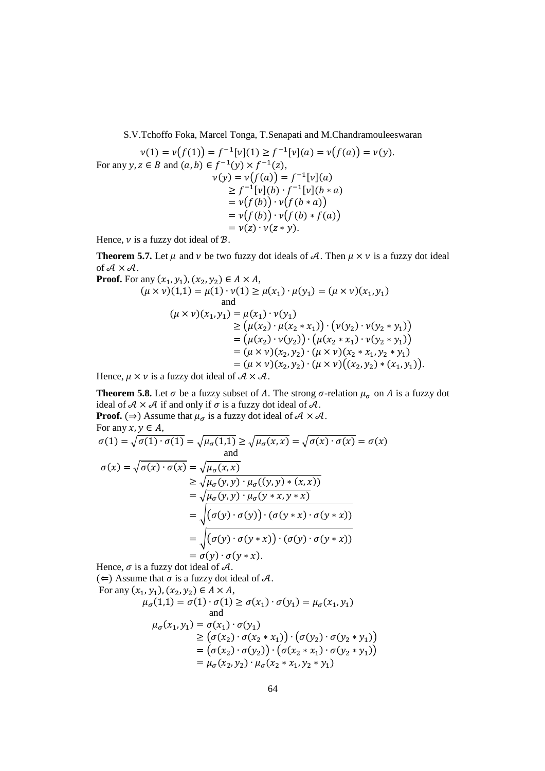$$\nu(1) = \nu(f(1)) = f^{-1}[\nu](1) \geq f^{-1}[\nu](a) = \nu(f(a)) = \nu(y).$$

For any $y, z \in B$ and $(a, b) \in f^{-1}(y) \times f^{-1}(z)$,

$$\begin{aligned}
\nu(y) = \nu(f(a)) &= f^{-1}[\nu](a) \\
&\geq f^{-1}[\nu](b) \cdot f^{-1}[\nu](b * a) \\
&= \nu(f(b)) \cdot \nu(f(b * a)) \\
&= \nu(f(b)) \cdot \nu(f(b) * f(a)) \\
&= \nu(z) \cdot \nu(z * y).
\end{aligned}$$

Hence, $\nu$ is a fuzzy dot ideal of $\mathcal{B}$.

**Theorem 5.7.** Let $\mu$ and $\nu$ be two fuzzy dot ideals of $\mathcal{A}$. Then $\mu \times \nu$ is a fuzzy dot ideal of $\mathcal{A} \times \mathcal{A}$.

**Proof.** For any $(x_1, y_1), (x_2, y_2) \in A \times A$,

$$(\mu \times \nu)(1,1) = \mu(1) \cdot \nu(1) \geq \mu(x_1) \cdot \mu(y_1) = (\mu \times \nu)(x_1, y_1)$$

and

$$\begin{aligned}
(\mu \times \nu)(x_1, y_1) &= \mu(x_1) \cdot \nu(y_1) \\
&\geq (\mu(x_2) \cdot \mu(x_2 * x_1)) \cdot (\nu(y_2) \cdot \nu(y_2 * y_1)) \\
&= (\mu(x_2) \cdot \nu(y_2)) \cdot (\mu(x_2 * x_1) \cdot \nu(y_2 * y_1)) \\
&= (\mu \times \nu)(x_2, y_2) \cdot (\mu \times \nu)(x_2 * x_1, y_2 * y_1) \\
&= (\mu \times \nu)(x_2, y_2) \cdot (\mu \times \nu)((x_2, y_2) * (x_1, y_1)).
\end{aligned}$$

Hence, $\mu \times \nu$ is a fuzzy dot ideal of $\mathcal{A} \times \mathcal{A}$.

**Theorem 5.8.** Let $\sigma$ be a fuzzy subset of $A$. The strong $\sigma$-relation $\mu_\sigma$ on $A$ is a fuzzy dot ideal of $\mathcal{A} \times \mathcal{A}$ if and only if $\sigma$ is a fuzzy dot ideal of $\mathcal{A}$.

**Proof.** ($\Rightarrow$) Assume that $\mu_\sigma$ is a fuzzy dot ideal of $\mathcal{A} \times \mathcal{A}$.

For any $x, y \in A$,

$$\sigma(1) = \sqrt{\sigma(1) \cdot \sigma(1)} = \sqrt{\mu_\sigma(1,1)} \geq \sqrt{\mu_\sigma(x,x)} = \sqrt{\sigma(x) \cdot \sigma(x)} = \sigma(x)$$

and

$$\begin{aligned}
\sigma(x) = \sqrt{\sigma(x) \cdot \sigma(x)} &= \sqrt{\mu_\sigma(x,x)} \\
&\geq \sqrt{\mu_\sigma(y,y) \cdot \mu_\sigma((y,y) * (x,x))} \\
&= \sqrt{\mu_\sigma(y,y) \cdot \mu_\sigma(y * x, y * x)} \\
&= \sqrt{(\sigma(y) \cdot \sigma(y)) \cdot (\sigma(y * x) \cdot \sigma(y * x))} \\
&= \sqrt{(\sigma(y) \cdot \sigma(y * x)) \cdot (\sigma(y) \cdot \sigma(y * x))} \\
&= \sigma(y) \cdot \sigma(y * x).
\end{aligned}$$

Hence, $\sigma$ is a fuzzy dot ideal of $\mathcal{A}$.

($\Leftarrow$) Assume that $\sigma$ is a fuzzy dot ideal of $\mathcal{A}$.

For any $(x_1, y_1), (x_2, y_2) \in A \times A$,

$$\mu_\sigma(1,1) = \sigma(1) \cdot \sigma(1) \geq \sigma(x_1) \cdot \sigma(y_1) = \mu_\sigma(x_1, y_1)$$

and

$$\begin{aligned}
\mu_\sigma(x_1, y_1) &= \sigma(x_1) \cdot \sigma(y_1) \\
&\geq (\sigma(x_2) \cdot \sigma(x_2 * x_1)) \cdot (\sigma(y_2) \cdot \sigma(y_2 * y_1)) \\
&= (\sigma(x_2) \cdot \sigma(y_2)) \cdot (\sigma(x_2 * x_1) \cdot \sigma(y_2 * y_1)) \\
&= \mu_\sigma(x_2, y_2) \cdot \mu_\sigma(x_2 * x_1, y_2 * y_1)
\end{aligned}$$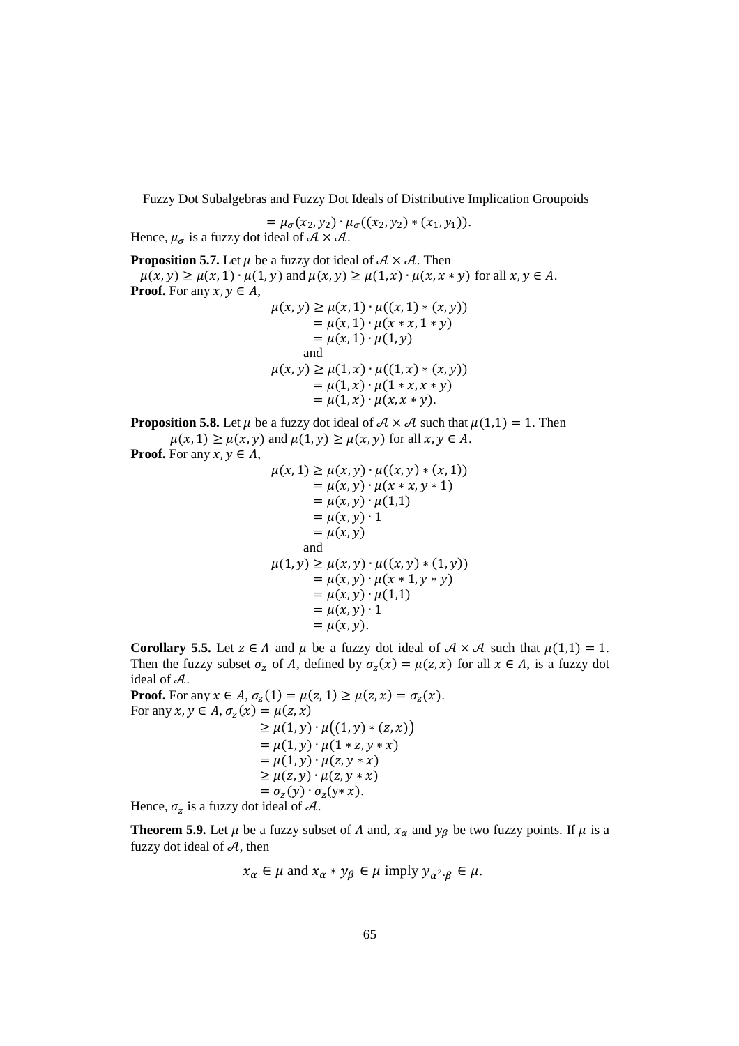$$= \mu_\sigma(x_2, y_2) \cdot \mu_\sigma((x_2, y_2) * (x_1, y_1)).$$

Hence, $\mu_\sigma$ is a fuzzy dot ideal of $\mathcal{A} \times \mathcal{A}$.

**Proposition 5.7.** Let $\mu$ be a fuzzy dot ideal of $\mathcal{A} \times \mathcal{A}$. Then
$\mu(x, y) \geq \mu(x, 1) \cdot \mu(1, y)$ and $\mu(x, y) \geq \mu(1, x) \cdot \mu(x, x * y)$ for all $x, y \in A$.

**Proof.** For any $x, y \in A$,

$$\begin{aligned}
\mu(x, y) &\geq \mu(x, 1) \cdot \mu((x, 1) * (x, y)) \\
&= \mu(x, 1) \cdot \mu(x * x, 1 * y) \\
&= \mu(x, 1) \cdot \mu(1, y)
\end{aligned}$$

and

$$\begin{aligned}
\mu(x, y) &\geq \mu(1, x) \cdot \mu((1, x) * (x, y)) \\
&= \mu(1, x) \cdot \mu(1 * x, x * y) \\
&= \mu(1, x) \cdot \mu(x, x * y).
\end{aligned}$$

**Proposition 5.8.** Let $\mu$ be a fuzzy dot ideal of $\mathcal{A} \times \mathcal{A}$ such that $\mu(1,1) = 1$. Then
$\mu(x, 1) \geq \mu(x, y)$ and $\mu(1, y) \geq \mu(x, y)$ for all $x, y \in A$.

**Proof.** For any $x, y \in A$,

$$\begin{aligned}
\mu(x, 1) &\geq \mu(x, y) \cdot \mu((x, y) * (x, 1)) \\
&= \mu(x, y) \cdot \mu(x * x, y * 1) \\
&= \mu(x, y) \cdot \mu(1,1) \\
&= \mu(x, y) \cdot 1 \\
&= \mu(x, y)
\end{aligned}$$

and

$$\begin{aligned}
\mu(1, y) &\geq \mu(x, y) \cdot \mu((x, y) * (1, y)) \\
&= \mu(x, y) \cdot \mu(x * 1, y * y) \\
&= \mu(x, y) \cdot \mu(1,1) \\
&= \mu(x, y) \cdot 1 \\
&= \mu(x, y).
\end{aligned}$$

**Corollary 5.5.** Let $z \in A$ and $\mu$ be a fuzzy dot ideal of $\mathcal{A} \times \mathcal{A}$ such that $\mu(1,1) = 1$. Then the fuzzy subset $\sigma_z$ of $A$, defined by $\sigma_z(x) = \mu(z, x)$ for all $x \in A$, is a fuzzy dot ideal of $\mathcal{A}$.

**Proof.** For any $x \in A$, $\sigma_z(1) = \mu(z, 1) \geq \mu(z, x) = \sigma_z(x)$.
For any $x, y \in A$, $\sigma_z(x) = \mu(z, x)$

$$\begin{aligned}
&\geq \mu(1, y) \cdot \mu\big((1, y) * (z, x)\big) \\
&= \mu(1, y) \cdot \mu(1 * z, y * x) \\
&= \mu(1, y) \cdot \mu(z, y * x) \\
&\geq \mu(z, y) \cdot \mu(z, y * x) \\
&= \sigma_z(y) \cdot \sigma_z(y * x).
\end{aligned}$$

Hence, $\sigma_z$ is a fuzzy dot ideal of $\mathcal{A}$.

**Theorem 5.9.** Let $\mu$ be a fuzzy subset of $A$ and, $x_\alpha$ and $y_\beta$ be two fuzzy points. If $\mu$ is a fuzzy dot ideal of $\mathcal{A}$, then

$$x_\alpha \in \mu \text{ and } x_\alpha * y_\beta \in \mu \text{ imply } y_{\alpha^2 \cdot \beta} \in \mu.$$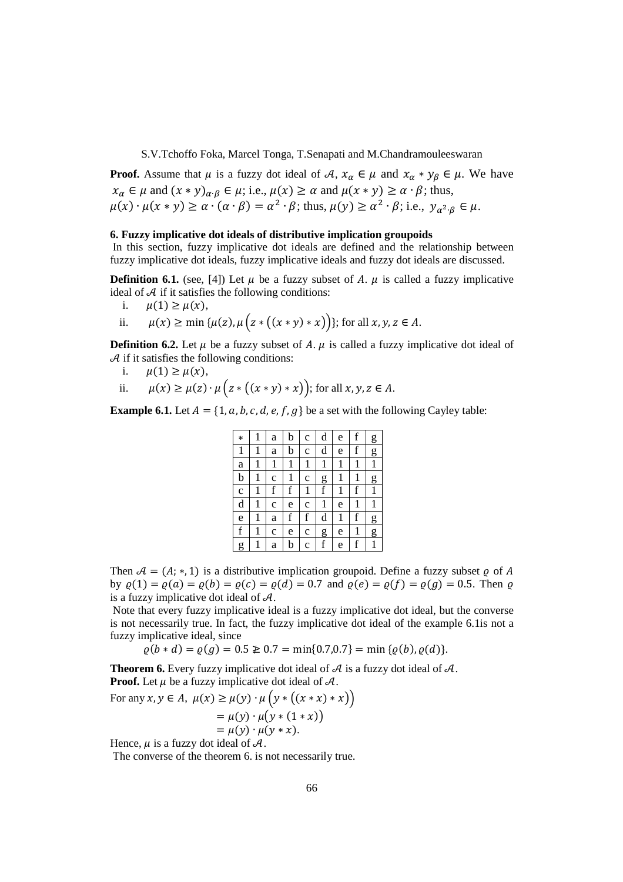**Proof.** Assume that $\mu$ is a fuzzy dot ideal of $\mathcal{A}$, $x_\alpha \in \mu$ and $x_\alpha * y_\beta \in \mu$. We have $x_\alpha \in \mu$ and $(x * y)_{\alpha\cdot\beta} \in \mu$; i.e., $\mu(x) \geq \alpha$ and $\mu(x * y) \geq \alpha \cdot \beta$; thus, $\mu(x) \cdot \mu(x * y) \geq \alpha \cdot (\alpha \cdot \beta) = \alpha^2 \cdot \beta$; thus, $\mu(y) \geq \alpha^2 \cdot \beta$; i.e., $y_{\alpha^2\cdot\beta} \in \mu$.

### 6. Fuzzy implicative dot ideals of distributive implication groupoids

In this section, fuzzy implicative dot ideals are defined and the relationship between fuzzy implicative dot ideals, fuzzy implicative ideals and fuzzy dot ideals are discussed.

**Definition 6.1.** (see, [4]) Let $\mu$ be a fuzzy subset of $A$. $\mu$ is called a fuzzy implicative ideal of $\mathcal{A}$ if it satisfies the following conditions:

i. $\mu(1) \geq \mu(x)$,

ii. $\mu(x) \geq \min\{\mu(z), \mu\left(z * \left((x * y) * x\right)\right)\}$; for all $x, y, z \in A$.

**Definition 6.2.** Let $\mu$ be a fuzzy subset of $A$. $\mu$ is called a fuzzy implicative dot ideal of $\mathcal{A}$ if it satisfies the following conditions:

i. $\mu(1) \geq \mu(x)$,

ii. $\mu(x) \geq \mu(z) \cdot \mu\left(z * \left((x * y) * x\right)\right)$; for all $x, y, z \in A$.

**Example 6.1.** Let $A = \{1, a, b, c, d, e, f, g\}$ be a set with the following Cayley table:

| * | 1 | a | b | c | d | e | f | g |
|---|---|---|---|---|---|---|---|---|
| 1 | 1 | a | b | c | d | e | f | g |
| a | 1 | 1 | 1 | 1 | 1 | 1 | 1 | 1 |
| b | 1 | c | 1 | c | g | 1 | 1 | g |
| c | 1 | f | f | 1 | f | 1 | f | 1 |
| d | 1 | c | e | c | 1 | e | 1 | 1 |
| e | 1 | a | f | f | d | 1 | f | g |
| f | 1 | c | e | c | g | e | 1 | g |
| g | 1 | a | b | c | f | e | f | 1 |

Then $\mathcal{A} = (A; *, 1)$ is a distributive implication groupoid. Define a fuzzy subset $\varrho$ of $A$ by $\varrho(1) = \varrho(a) = \varrho(b) = \varrho(c) = \varrho(d) = 0.7$ and $\varrho(e) = \varrho(f) = \varrho(g) = 0.5$. Then $\varrho$ is a fuzzy implicative dot ideal of $\mathcal{A}$.

Note that every fuzzy implicative ideal is a fuzzy implicative dot ideal, but the converse is not necessarily true. In fact, the fuzzy implicative dot ideal of the example 6.1is not a fuzzy implicative ideal, since

$$\varrho(b * d) = \varrho(g) = 0.5 \ngeq 0.7 = \min\{0.7, 0.7\} = \min\{\varrho(b), \varrho(d)\}.$$

**Theorem 6.** Every fuzzy implicative dot ideal of $\mathcal{A}$ is a fuzzy dot ideal of $\mathcal{A}$.

**Proof.** Let $\mu$ be a fuzzy implicative dot ideal of $\mathcal{A}$.

For any $x, y \in A$,
$$\begin{aligned}\mu(x) &\geq \mu(y) \cdot \mu\left(y * \left((x * x) * x\right)\right)\\ &= \mu(y) \cdot \mu\left(y * (1 * x)\right)\\ &= \mu(y) \cdot \mu(y * x).\end{aligned}$$

Hence, $\mu$ is a fuzzy dot ideal of $\mathcal{A}$.

The converse of the theorem 6. is not necessarily true.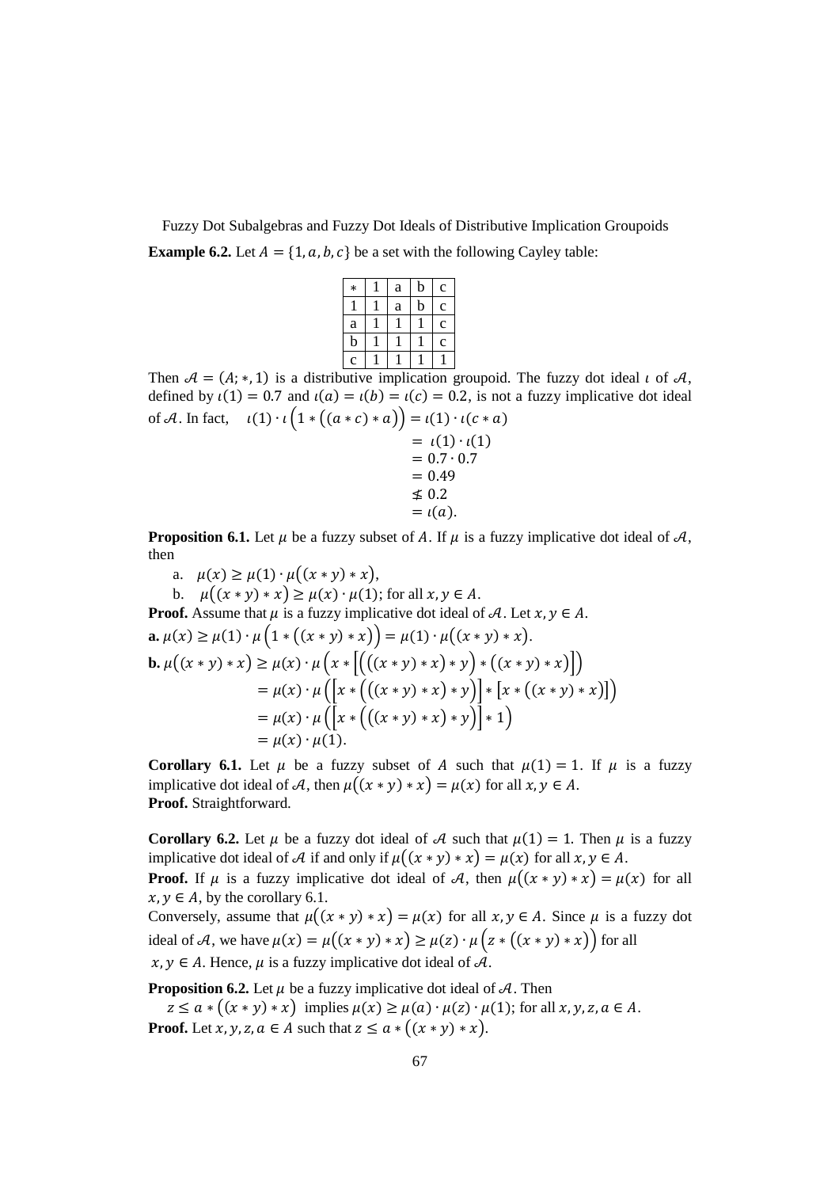**Example 6.2.** Let $A = \{1, a, b, c\}$ be a set with the following Cayley table:

| $*$ | 1 | a | b | c |
|---|---|---|---|---|
| 1 | 1 | a | b | c |
| a | 1 | 1 | 1 | c |
| b | 1 | 1 | 1 | c |
| c | 1 | 1 | 1 | 1 |

Then $\mathcal{A} = (A; *, 1)$ is a distributive implication groupoid. The fuzzy dot ideal $\iota$ of $\mathcal{A}$, defined by $\iota(1) = 0.7$ and $\iota(a) = \iota(b) = \iota(c) = 0.2$, is not a fuzzy implicative dot ideal of $\mathcal{A}$. In fact,

$$\begin{aligned}\iota(1) \cdot \iota\Big(1 * \big((a * c) * a\big)\Big) &= \iota(1) \cdot \iota(c * a) \\ &= \iota(1) \cdot \iota(1) \\ &= 0.7 \cdot 0.7 \\ &= 0.49 \\ &\nleq 0.2 \\ &= \iota(a).\end{aligned}$$

**Proposition 6.1.** Let $\mu$ be a fuzzy subset of $A$. If $\mu$ is a fuzzy implicative dot ideal of $\mathcal{A}$, then

a. $\mu(x) \geq \mu(1) \cdot \mu\big((x * y) * x\big)$,

b. $\mu\big((x * y) * x\big) \geq \mu(x) \cdot \mu(1)$; for all $x, y \in A$.

**Proof.** Assume that $\mu$ is a fuzzy implicative dot ideal of $\mathcal{A}$. Let $x, y \in A$.

**a.** $\mu(x) \geq \mu(1) \cdot \mu\Big(1 * \big((x * y) * x\big)\Big) = \mu(1) \cdot \mu\big((x * y) * x\big)$.

**b.**
$$\begin{aligned}\mu\big((x * y) * x\big) &\geq \mu(x) \cdot \mu\Big(x * \Big[\Big(\big((x * y) * x\big) * y\Big) * \big((x * y) * x\big)\Big]\Big) \\ &= \mu(x) \cdot \mu\Big(\Big[x * \Big(\big((x * y) * x\big) * y\Big)\Big] * \Big[x * \big((x * y) * x\big)\Big]\Big) \\ &= \mu(x) \cdot \mu\Big(\Big[x * \Big(\big((x * y) * x\big) * y\Big)\Big] * 1\Big) \\ &= \mu(x) \cdot \mu(1).\end{aligned}$$

**Corollary 6.1.** Let $\mu$ be a fuzzy subset of $A$ such that $\mu(1) = 1$. If $\mu$ is a fuzzy implicative dot ideal of $\mathcal{A}$, then $\mu\big((x * y) * x\big) = \mu(x)$ for all $x, y \in A$.

**Proof.** Straightforward.

**Corollary 6.2.** Let $\mu$ be a fuzzy dot ideal of $\mathcal{A}$ such that $\mu(1) = 1$. Then $\mu$ is a fuzzy implicative dot ideal of $\mathcal{A}$ if and only if $\mu\big((x * y) * x\big) = \mu(x)$ for all $x, y \in A$.

**Proof.** If $\mu$ is a fuzzy implicative dot ideal of $\mathcal{A}$, then $\mu\big((x * y) * x\big) = \mu(x)$ for all $x, y \in A$, by the corollary 6.1.

Conversely, assume that $\mu\big((x * y) * x\big) = \mu(x)$ for all $x, y \in A$. Since $\mu$ is a fuzzy dot ideal of $\mathcal{A}$, we have $\mu(x) = \mu\big((x * y) * x\big) \geq \mu(z) \cdot \mu\Big(z * \big((x * y) * x\big)\Big)$ for all $x, y \in A$. Hence, $\mu$ is a fuzzy implicative dot ideal of $\mathcal{A}$.

**Proposition 6.2.** Let $\mu$ be a fuzzy implicative dot ideal of $\mathcal{A}$. Then

$z \leq a * \big((x * y) * x\big)$ implies $\mu(x) \geq \mu(a) \cdot \mu(z) \cdot \mu(1)$; for all $x, y, z, a \in A$.

**Proof.** Let $x, y, z, a \in A$ such that $z \leq a * \big((x * y) * x\big)$.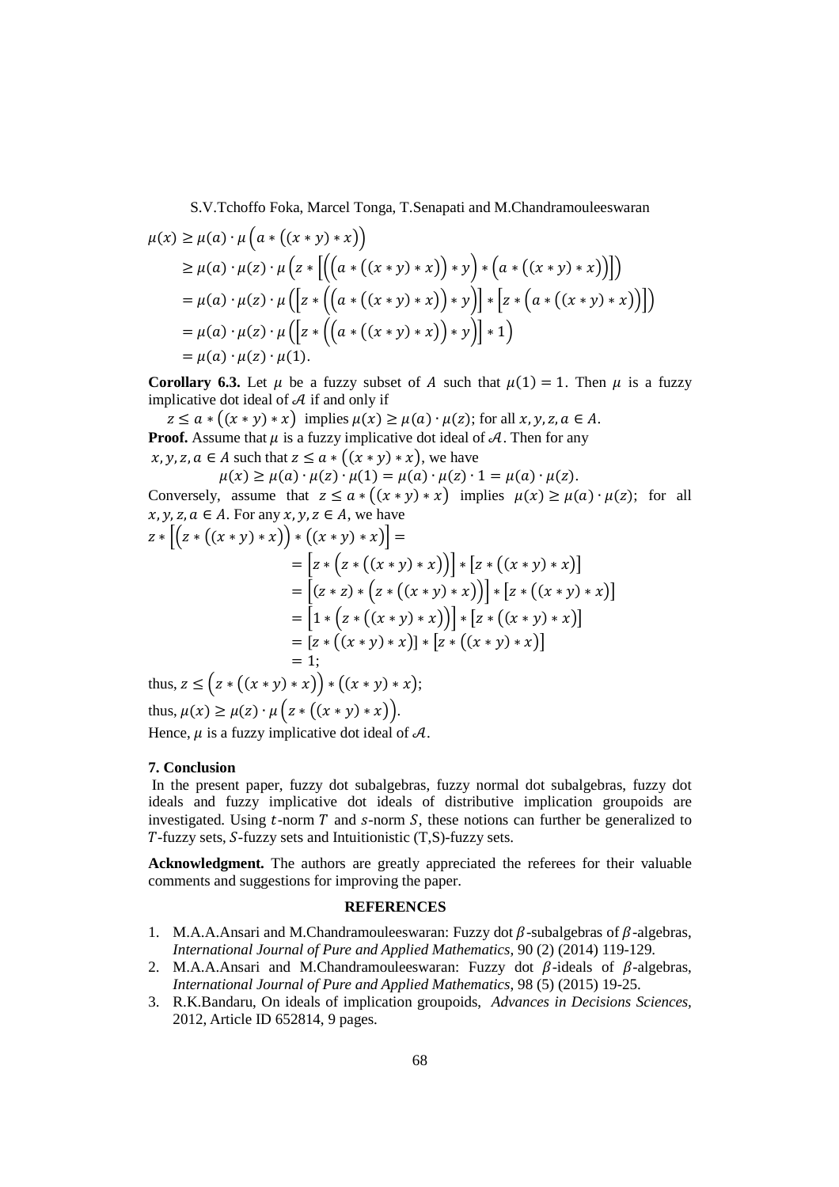$$
\begin{aligned}
\mu(x) &\geq \mu(a) \cdot \mu\Big(a * \big((x*y)*x\big)\Big) \\
&\geq \mu(a) \cdot \mu(z) \cdot \mu\Big(z * \Big[\Big(\Big(a * \big((x*y)*x\big)\Big) * y\Big) * \Big(a * \big((x*y)*x\big)\Big)\Big]\Big) \\
&= \mu(a) \cdot \mu(z) \cdot \mu\Big(\Big[z * \Big(\Big(a * \big((x*y)*x\big)\Big) * y\Big)\Big] * \Big[z * \Big(a * \big((x*y)*x\big)\Big)\Big]\Big) \\
&= \mu(a) \cdot \mu(z) \cdot \mu\Big(\Big[z * \Big(\Big(a * \big((x*y)*x\big)\Big) * y\Big)\Big] * 1\Big) \\
&= \mu(a) \cdot \mu(z) \cdot \mu(1).
\end{aligned}
$$

**Corollary 6.3.** Let $\mu$ be a fuzzy subset of $A$ such that $\mu(1) = 1$. Then $\mu$ is a fuzzy implicative dot ideal of $\mathcal{A}$ if and only if

$z \leq a * \big((x*y)*x\big)$ implies $\mu(x) \geq \mu(a) \cdot \mu(z)$; for all $x, y, z, a \in A$.

**Proof.** Assume that $\mu$ is a fuzzy implicative dot ideal of $\mathcal{A}$. Then for any $x, y, z, a \in A$ such that $z \leq a * \big((x*y)*x\big)$, we have

$$\mu(x) \geq \mu(a) \cdot \mu(z) \cdot \mu(1) = \mu(a) \cdot \mu(z) \cdot 1 = \mu(a) \cdot \mu(z).$$

Conversely, assume that $z \leq a * \big((x*y)*x\big)$ implies $\mu(x) \geq \mu(a) \cdot \mu(z)$; for all $x, y, z, a \in A$. For any $x, y, z \in A$, we have

$$
\begin{aligned}
z * \Big[\Big(z * \big((x*y)*x\big)\Big) * \big((x*y)*x\big)\Big] &= \\
&= \Big[z * \Big(z * \big((x*y)*x\big)\Big)\Big] * \Big[z * \big((x*y)*x\big)\Big] \\
&= \Big[(z*z) * \Big(z * \big((x*y)*x\big)\Big)\Big] * \Big[z * \big((x*y)*x\big)\Big] \\
&= \Big[1 * \Big(z * \big((x*y)*x\big)\Big)\Big] * \Big[z * \big((x*y)*x\big)\Big] \\
&= \big[z * \big((x*y)*x\big)\big] * \big[z * \big((x*y)*x\big)\big] \\
&= 1;
\end{aligned}
$$

thus, $z \leq \Big(z * \big((x*y)*x\big)\Big) * \big((x*y)*x\big)$;

thus, $\mu(x) \geq \mu(z) \cdot \mu\Big(z * \big((x*y)*x\big)\Big)$.

Hence, $\mu$ is a fuzzy implicative dot ideal of $\mathcal{A}$.

## 7. Conclusion

In the present paper, fuzzy dot subalgebras, fuzzy normal dot subalgebras, fuzzy dot ideals and fuzzy implicative dot ideals of distributive implication groupoids are investigated. Using $t$-norm $T$ and $s$-norm $S$, these notions can further be generalized to $T$-fuzzy sets, $S$-fuzzy sets and Intuitionistic (T,S)-fuzzy sets.

**Acknowledgment.** The authors are greatly appreciated the referees for their valuable comments and suggestions for improving the paper.

## REFERENCES

1. M.A.A.Ansari and M.Chandramouleeswaran: Fuzzy dot $\beta$-subalgebras of $\beta$-algebras, *International Journal of Pure and Applied Mathematics*, 90 (2) (2014) 119-129.
2. M.A.A.Ansari and M.Chandramouleeswaran: Fuzzy dot $\beta$-ideals of $\beta$-algebras, *International Journal of Pure and Applied Mathematics*, 98 (5) (2015) 19-25.
3. R.K.Bandaru, On ideals of implication groupoids, *Advances in Decisions Sciences*, 2012, Article ID 652814, 9 pages.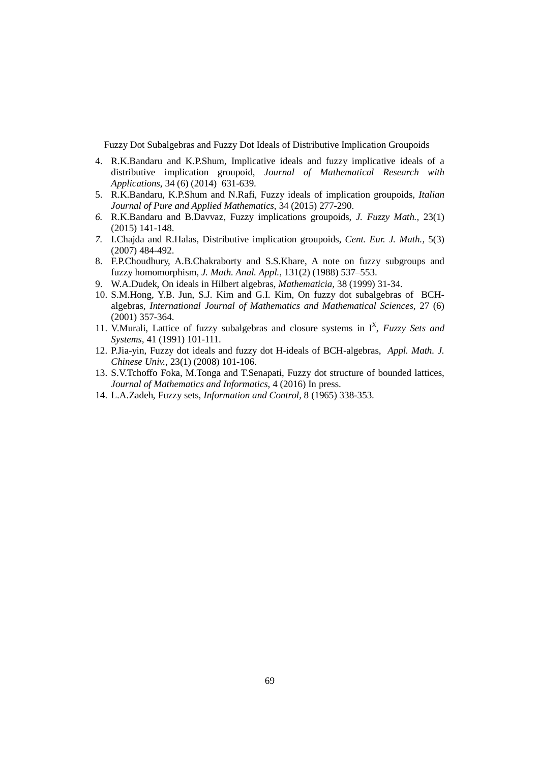4. R.K.Bandaru and K.P.Shum, Implicative ideals and fuzzy implicative ideals of a distributive implication groupoid, *Journal of Mathematical Research with Applications*, 34 (6) (2014) 631-639.
5. R.K.Bandaru, K.P.Shum and N.Rafi, Fuzzy ideals of implication groupoids, *Italian Journal of Pure and Applied Mathematics*, 34 (2015) 277-290.
6. R.K.Bandaru and B.Davvaz, Fuzzy implications groupoids, *J. Fuzzy Math.,* 23(1) (2015) 141-148.
7. I.Chajda and R.Halas, Distributive implication groupoids, *Cent. Eur. J. Math.,* 5(3) (2007) 484-492.
8. F.P.Choudhury, A.B.Chakraborty and S.S.Khare, A note on fuzzy subgroups and fuzzy homomorphism, *J. Math. Anal. Appl.,* 131(2) (1988) 537–553.
9. W.A.Dudek, On ideals in Hilbert algebras, *Mathematicia*, 38 (1999) 31-34.
10. S.M.Hong, Y.B. Jun, S.J. Kim and G.I. Kim, On fuzzy dot subalgebras of BCH-algebras, *International Journal of Mathematics and Mathematical Sciences*, 27 (6) (2001) 357-364.
11. V.Murali, Lattice of fuzzy subalgebras and closure systems in $I^X$, *Fuzzy Sets and Systems*, 41 (1991) 101-111.
12. P.Jia-yin, Fuzzy dot ideals and fuzzy dot H-ideals of BCH-algebras, *Appl. Math. J. Chinese Univ.*, 23(1) (2008) 101-106.
13. S.V.Tchoffo Foka, M.Tonga and T.Senapati, Fuzzy dot structure of bounded lattices, *Journal of Mathematics and Informatics*, 4 (2016) In press.
14. L.A.Zadeh, Fuzzy sets, *Information and Control*, 8 (1965) 338-353.